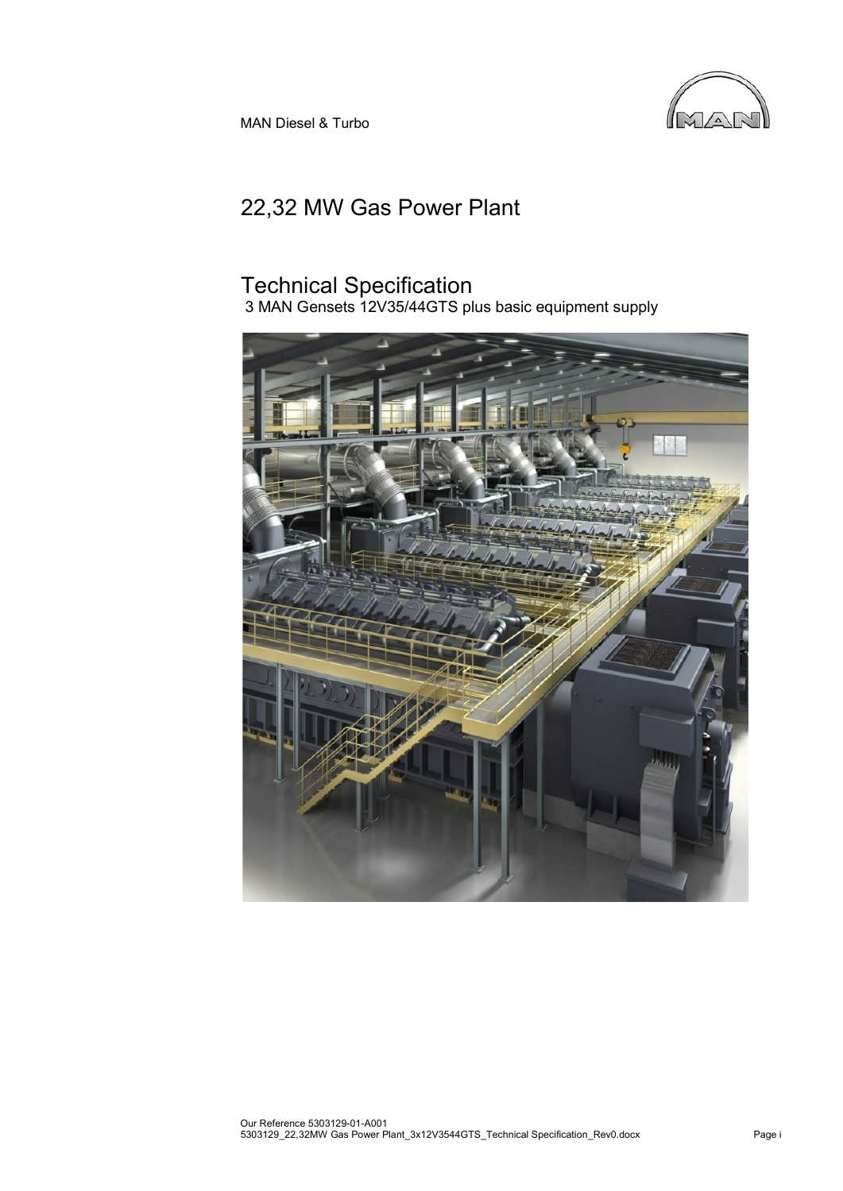MAN Diesel & Turbo

# 22,32 MW Gas Power Plant

## Technical Specification

3 MAN Gensets 12V35/44GTS plus basic equipment supply

Our Reference 5303129-01-A001
5303129_22,32MW Gas Power Plant_3x12V3544GTS_Technical Specification_Rev0.docx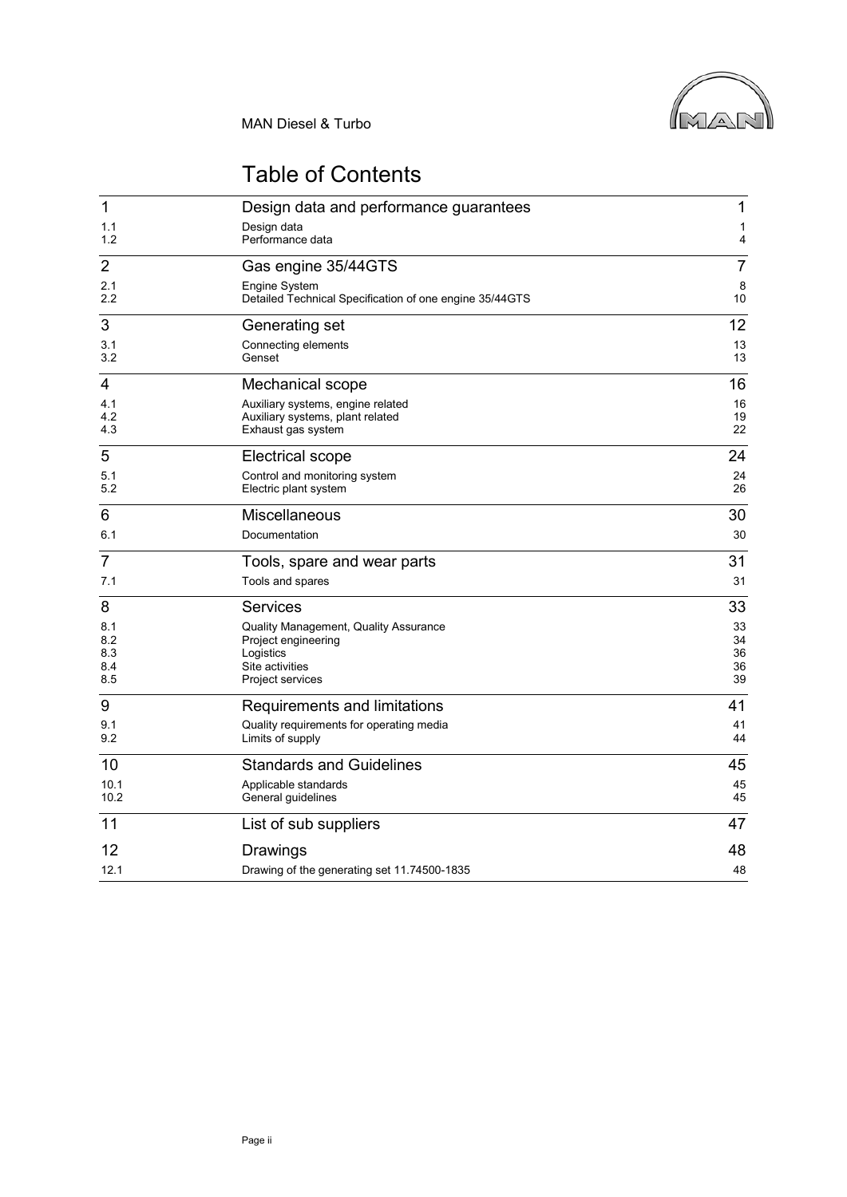MAN Diesel & Turbo

# Table of Contents

| | | |
|---|---|---|
| 1 | Design data and performance guarantees | 1 |
| 1.1 | Design data | 1 |
| 1.2 | Performance data | 4 |
| 2 | Gas engine 35/44GTS | 7 |
| 2.1 | Engine System | 8 |
| 2.2 | Detailed Technical Specification of one engine 35/44GTS | 10 |
| 3 | Generating set | 12 |
| 3.1 | Connecting elements | 13 |
| 3.2 | Genset | 13 |
| 4 | Mechanical scope | 16 |
| 4.1 | Auxiliary systems, engine related | 16 |
| 4.2 | Auxiliary systems, plant related | 19 |
| 4.3 | Exhaust gas system | 22 |
| 5 | Electrical scope | 24 |
| 5.1 | Control and monitoring system | 24 |
| 5.2 | Electric plant system | 26 |
| 6 | Miscellaneous | 30 |
| 6.1 | Documentation | 30 |
| 7 | Tools, spare and wear parts | 31 |
| 7.1 | Tools and spares | 31 |
| 8 | Services | 33 |
| 8.1 | Quality Management, Quality Assurance | 33 |
| 8.2 | Project engineering | 34 |
| 8.3 | Logistics | 36 |
| 8.4 | Site activities | 36 |
| 8.5 | Project services | 39 |
| 9 | Requirements and limitations | 41 |
| 9.1 | Quality requirements for operating media | 41 |
| 9.2 | Limits of supply | 44 |
| 10 | Standards and Guidelines | 45 |
| 10.1 | Applicable standards | 45 |
| 10.2 | General guidelines | 45 |
| 11 | List of sub suppliers | 47 |
| 12 | Drawings | 48 |
| 12.1 | Drawing of the generating set 11.74500-1835 | 48 |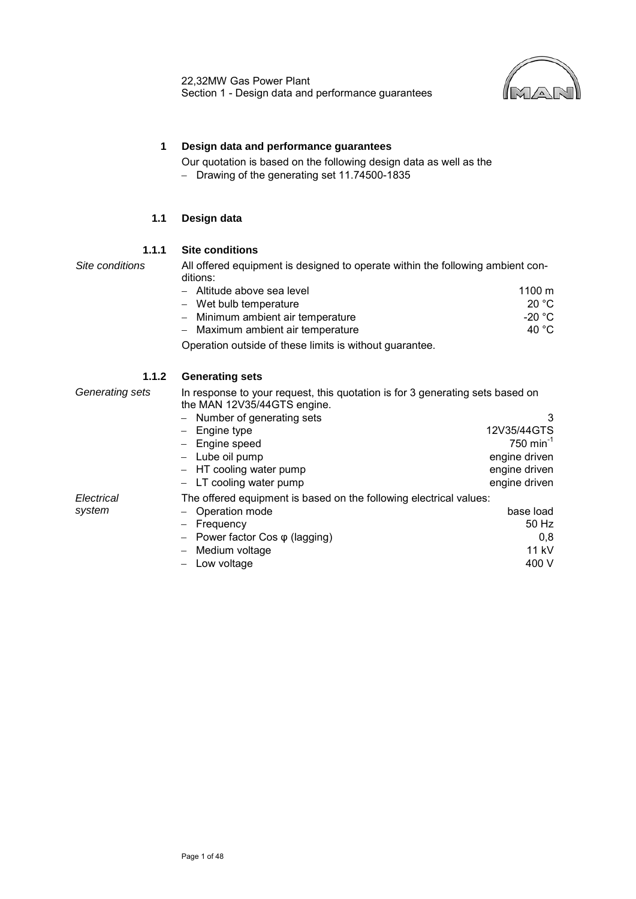# 1 Design data and performance guarantees

Our quotation is based on the following design data as well as the

- Drawing of the generating set 11.74500-1835

## 1.1 Design data

### 1.1.1 Site conditions

*Site conditions*

All offered equipment is designed to operate within the following ambient conditions:

| | |
|---|---|
| – Altitude above sea level | 1100 m |
| – Wet bulb temperature | 20 °C |
| – Minimum ambient air temperature | -20 °C |
| – Maximum ambient air temperature | 40 °C |

Operation outside of these limits is without guarantee.

### 1.1.2 Generating sets

*Generating sets*

In response to your request, this quotation is for 3 generating sets based on the MAN 12V35/44GTS engine.

| | |
|---|---|
| – Number of generating sets | 3 |
| – Engine type | 12V35/44GTS |
| – Engine speed | 750 $min^{-1}$ |
| – Lube oil pump | engine driven |
| – HT cooling water pump | engine driven |
| – LT cooling water pump | engine driven |

*Electrical system*

The offered equipment is based on the following electrical values:

| | |
|---|---|
| – Operation mode | base load |
| – Frequency | 50 Hz |
| – Power factor Cos φ (lagging) | 0,8 |
| – Medium voltage | 11 kV |
| – Low voltage | 400 V |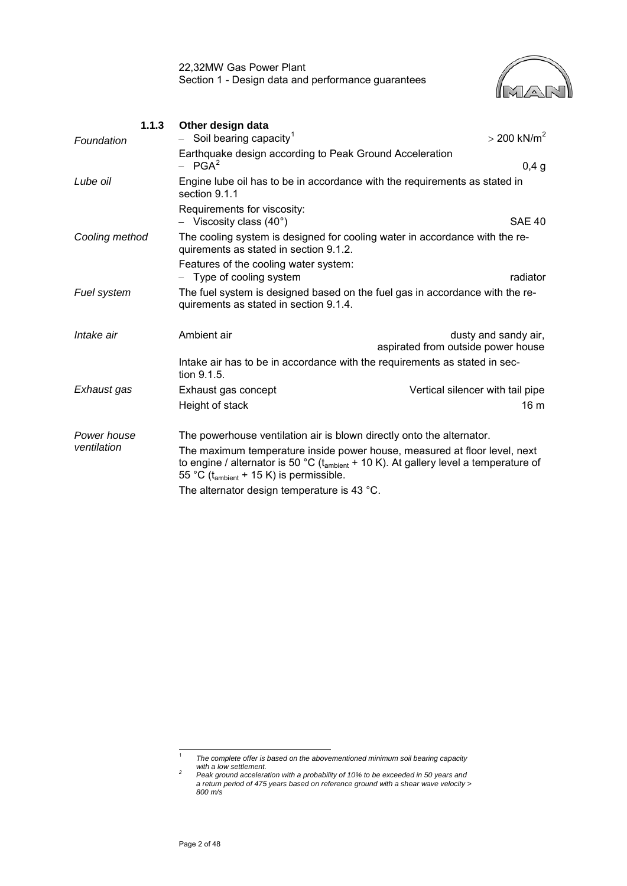### 1.1.3 Other design data

*Foundation*

– Soil bearing capacity[1] > 200 kN/m²

Earthquake design according to Peak Ground Acceleration

– PGA[2] 0,4 g

*Lube oil*

Engine lube oil has to be in accordance with the requirements as stated in section 9.1.1

Requirements for viscosity:

– Viscosity class (40°) SAE 40

*Cooling method*

The cooling system is designed for cooling water in accordance with the requirements as stated in section 9.1.2.

Features of the cooling water system:

– Type of cooling system radiator

*Fuel system*

The fuel system is designed based on the fuel gas in accordance with the requirements as stated in section 9.1.4.

*Intake air*

Ambient air: dusty and sandy air, aspirated from outside power house

Intake air has to be in accordance with the requirements as stated in section 9.1.5.

*Exhaust gas*

Exhaust gas concept: Vertical silencer with tail pipe

Height of stack: 16 m

*Power house ventilation*

The powerhouse ventilation air is blown directly onto the alternator.

The maximum temperature inside power house, measured at floor level, next to engine / alternator is 50 °C ($t_{ambient}$ + 10 K). At gallery level a temperature of 55 °C ($t_{ambient}$ + 15 K) is permissible.

The alternator design temperature is 43 °C.

---

[1] *The complete offer is based on the abovementioned minimum soil bearing capacity with a low settlement.*

[2] *Peak ground acceleration with a probability of 10% to be exceeded in 50 years and a return period of 475 years based on reference ground with a shear wave velocity > 800 m/s*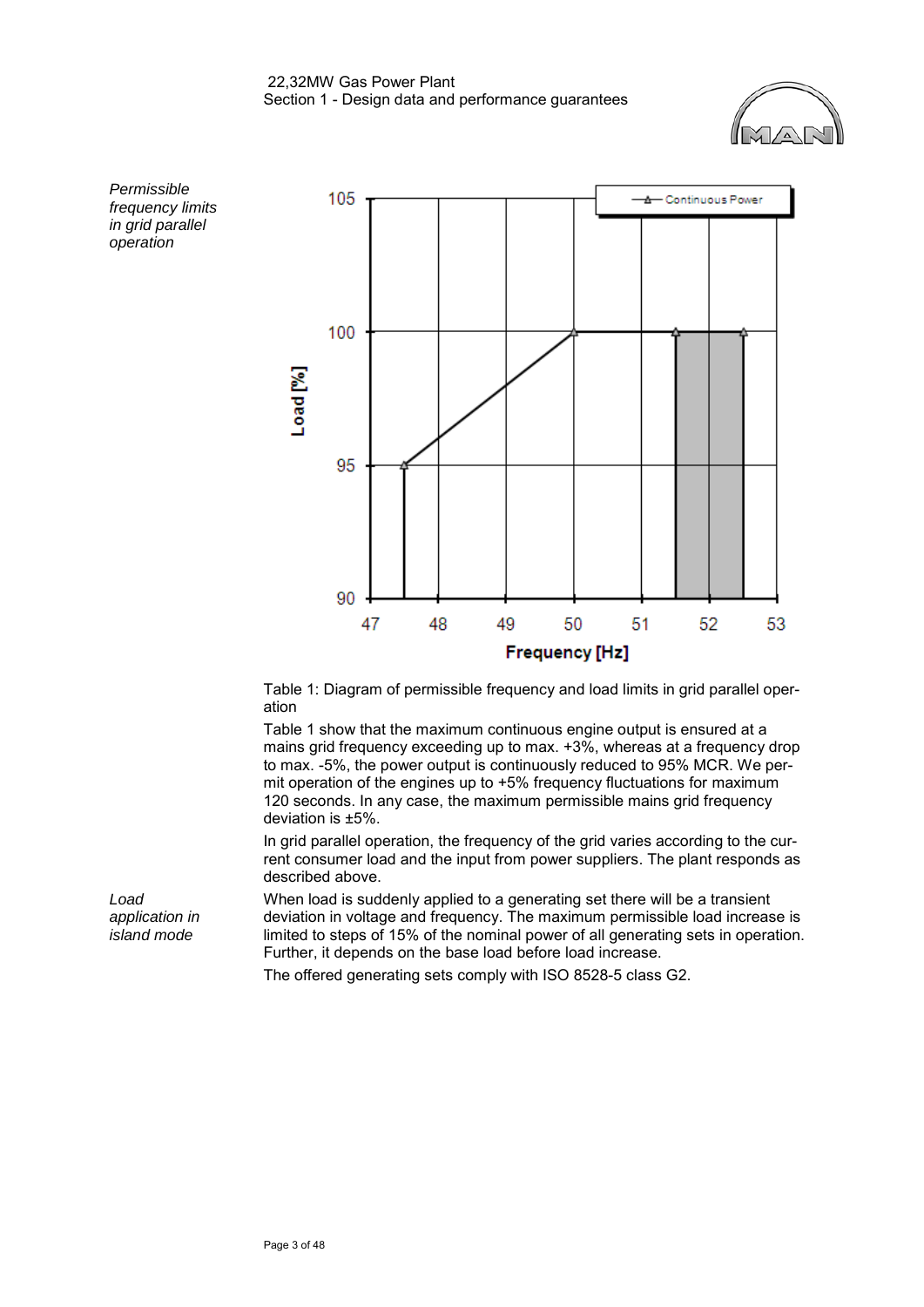*Permissible frequency limits in grid parallel operation*

Table 1: Diagram of permissible frequency and load limits in grid parallel operation

Table 1 show that the maximum continuous engine output is ensured at a mains grid frequency exceeding up to max. +3%, whereas at a frequency drop to max. -5%, the power output is continuously reduced to 95% MCR. We permit operation of the engines up to +5% frequency fluctuations for maximum 120 seconds. In any case, the maximum permissible mains grid frequency deviation is ±5%.

In grid parallel operation, the frequency of the grid varies according to the current consumer load and the input from power suppliers. The plant responds as described above.

*Load application in island mode*

When load is suddenly applied to a generating set there will be a transient deviation in voltage and frequency. The maximum permissible load increase is limited to steps of 15% of the nominal power of all generating sets in operation. Further, it depends on the base load before load increase.

The offered generating sets comply with ISO 8528-5 class G2.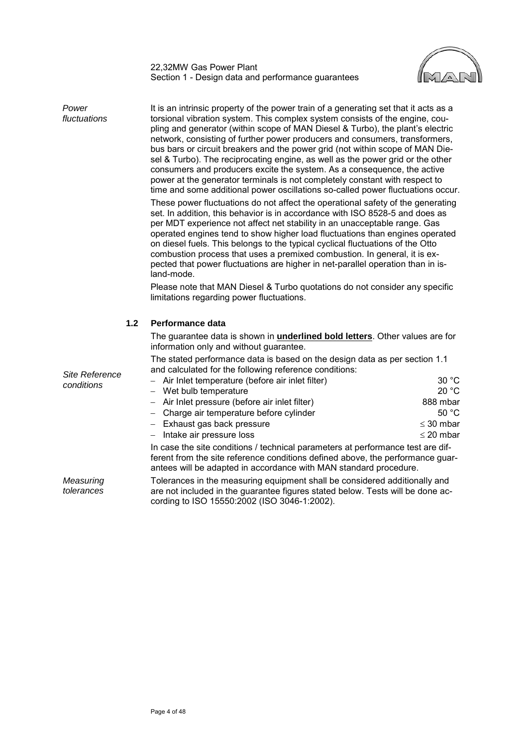*Power fluctuations*

It is an intrinsic property of the power train of a generating set that it acts as a torsional vibration system. This complex system consists of the engine, coupling and generator (within scope of MAN Diesel & Turbo), the plant's electric network, consisting of further power producers and consumers, transformers, bus bars or circuit breakers and the power grid (not within scope of MAN Diesel & Turbo). The reciprocating engine, as well as the power grid or the other consumers and producers excite the system. As a consequence, the active power at the generator terminals is not completely constant with respect to time and some additional power oscillations so-called power fluctuations occur.

These power fluctuations do not affect the operational safety of the generating set. In addition, this behavior is in accordance with ISO 8528-5 and does as per MDT experience not affect net stability in an unacceptable range. Gas operated engines tend to show higher load fluctuations than engines operated on diesel fuels. This belongs to the typical cyclical fluctuations of the Otto combustion process that uses a premixed combustion. In general, it is expected that power fluctuations are higher in net-parallel operation than in island-mode.

Please note that MAN Diesel & Turbo quotations do not consider any specific limitations regarding power fluctuations.

### 1.2 Performance data

The guarantee data is shown in **underlined bold letters**. Other values are for information only and without guarantee.

The stated performance data is based on the design data as per section 1.1 and calculated for the following reference conditions:

*Site Reference conditions*

| | |
|---|---|
| – Air Inlet temperature (before air inlet filter) | 30 °C |
| – Wet bulb temperature | 20 °C |
| – Air Inlet pressure (before air inlet filter) | 888 mbar |
| – Charge air temperature before cylinder | 50 °C |
| – Exhaust gas back pressure | ≤ 30 mbar |
| – Intake air pressure loss | ≤ 20 mbar |

In case the site conditions / technical parameters at performance test are different from the site reference conditions defined above, the performance guarantees will be adapted in accordance with MAN standard procedure.

*Measuring tolerances*

Tolerances in the measuring equipment shall be considered additionally and are not included in the guarantee figures stated below. Tests will be done according to ISO 15550:2002 (ISO 3046-1:2002).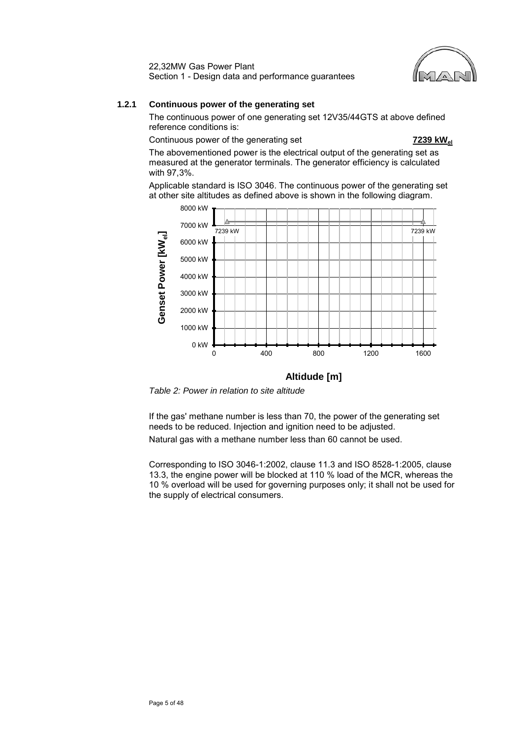### 1.2.1 Continuous power of the generating set

The continuous power of one generating set 12V35/44GTS at above defined reference conditions is:

Continuous power of the generating set **7239 $kW_{el}$**

The abovementioned power is the electrical output of the generating set as measured at the generator terminals. The generator efficiency is calculated with 97,3%.

Applicable standard is ISO 3046. The continuous power of the generating set at other site altitudes as defined above is shown in the following diagram.

*Table 2: Power in relation to site altitude*

If the gas' methane number is less than 70, the power of the generating set needs to be reduced. Injection and ignition need to be adjusted.

Natural gas with a methane number less than 60 cannot be used.

Corresponding to ISO 3046-1:2002, clause 11.3 and ISO 8528-1:2005, clause 13.3, the engine power will be blocked at 110 % load of the MCR, whereas the 10 % overload will be used for governing purposes only; it shall not be used for the supply of electrical consumers.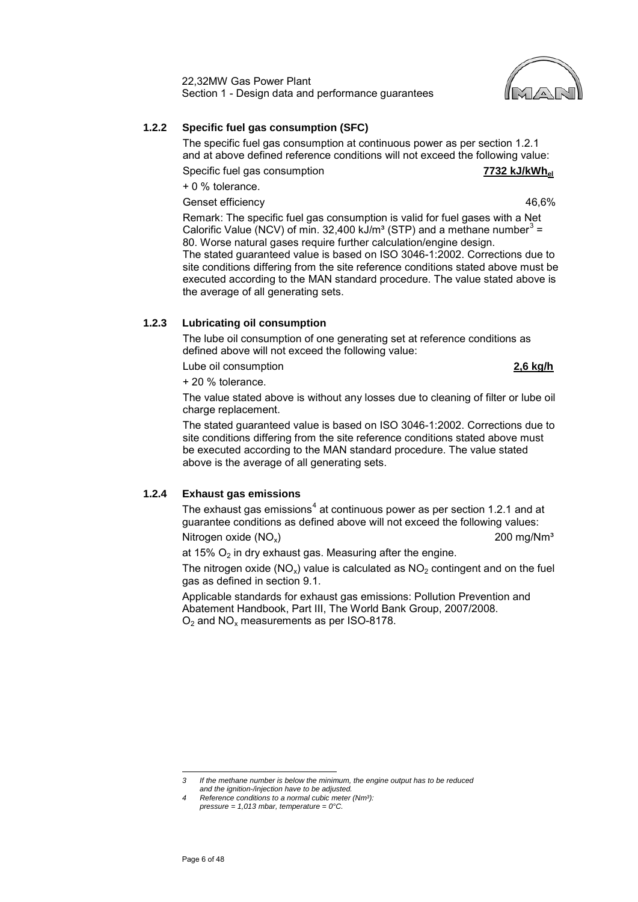### 1.2.2 Specific fuel gas consumption (SFC)

The specific fuel gas consumption at continuous power as per section 1.2.1 and at above defined reference conditions will not exceed the following value:

Specific fuel gas consumption **<u>7732 kJ/kWh$_{el}$</u>**

+ 0 % tolerance.

Genset efficiency 46,6%

Remark: The specific fuel gas consumption is valid for fuel gases with a Net Calorific Value (NCV) of min. 32,400 kJ/m³ (STP) and a methane number[3] = 80. Worse natural gases require further calculation/engine design.
The stated guaranteed value is based on ISO 3046-1:2002. Corrections due to site conditions differing from the site reference conditions stated above must be executed according to the MAN standard procedure. The value stated above is the average of all generating sets.

### 1.2.3 Lubricating oil consumption

The lube oil consumption of one generating set at reference conditions as defined above will not exceed the following value:

Lube oil consumption **<u>2,6 kg/h</u>**

+ 20 % tolerance.

The value stated above is without any losses due to cleaning of filter or lube oil charge replacement.

The stated guaranteed value is based on ISO 3046-1:2002. Corrections due to site conditions differing from the site reference conditions stated above must be executed according to the MAN standard procedure. The value stated above is the average of all generating sets.

### 1.2.4 Exhaust gas emissions

The exhaust gas emissions[4] at continuous power as per section 1.2.1 and at guarantee conditions as defined above will not exceed the following values:

Nitrogen oxide ($NO_x$) 200 mg/Nm³

at 15% $O_2$ in dry exhaust gas. Measuring after the engine.

The nitrogen oxide ($NO_x$) value is calculated as $NO_2$ contingent and on the fuel gas as defined in section 9.1.

Applicable standards for exhaust gas emissions: Pollution Prevention and Abatement Handbook, Part III, The World Bank Group, 2007/2008.
$O_2$ and $NO_x$ measurements as per ISO-8178.

---

*3 If the methane number is below the minimum, the engine output has to be reduced and the ignition-/injection have to be adjusted.*

*4 Reference conditions to a normal cubic meter (Nm³): pressure = 1,013 mbar, temperature = 0°C.*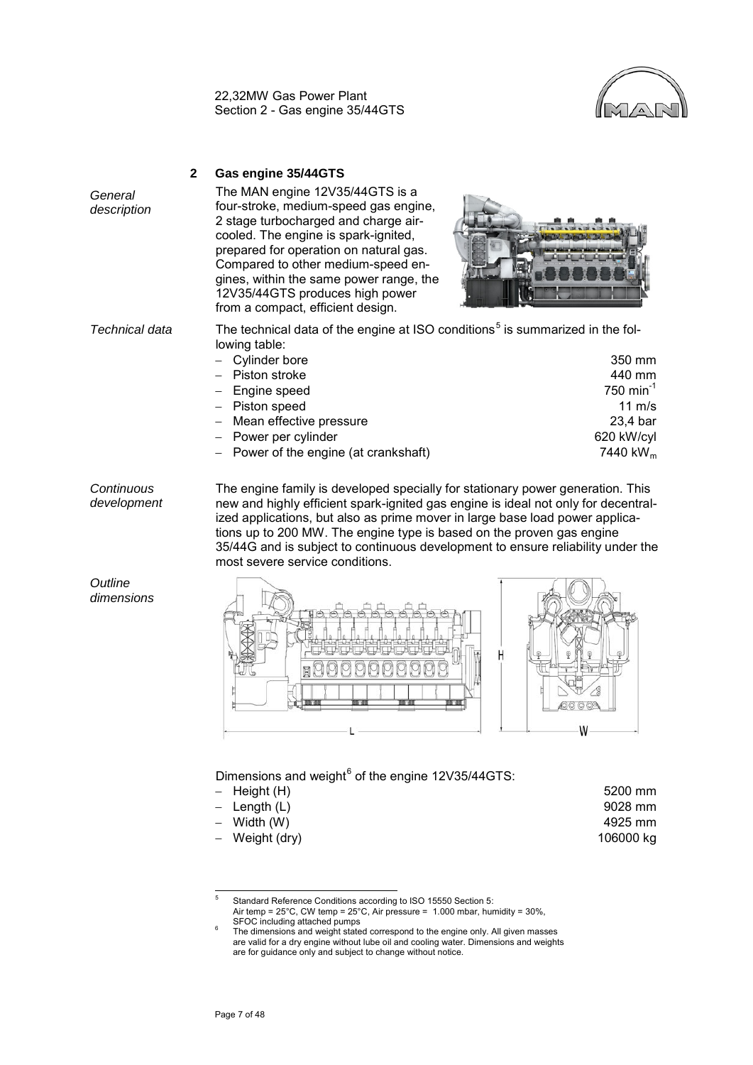## 2 Gas engine 35/44GTS

*General description*

The MAN engine 12V35/44GTS is a four-stroke, medium-speed gas engine, 2 stage turbocharged and charge air-cooled. The engine is spark-ignited, prepared for operation on natural gas. Compared to other medium-speed engines, within the same power range, the 12V35/44GTS produces high power from a compact, efficient design.

*Technical data*

The technical data of the engine at ISO conditions[5] is summarized in the following table:

| | |
|---|---|
| – Cylinder bore | 350 mm |
| – Piston stroke | 440 mm |
| – Engine speed | 750 $min^{-1}$ |
| – Piston speed | 11 m/s |
| – Mean effective pressure | 23,4 bar |
| – Power per cylinder | 620 kW/cyl |
| – Power of the engine (at crankshaft) | 7440 $kW_m$ |

*Continuous development*

The engine family is developed specially for stationary power generation. This new and highly efficient spark-ignited gas engine is ideal not only for decentralized applications, but also as prime mover in large base load power applications up to 200 MW. The engine type is based on the proven gas engine 35/44G and is subject to continuous development to ensure reliability under the most severe service conditions.

*Outline dimensions*

Dimensions and weight[6] of the engine 12V35/44GTS:

| | |
|---|---|
| – Height (H) | 5200 mm |
| – Length (L) | 9028 mm |
| – Width (W) | 4925 mm |
| – Weight (dry) | 106000 kg |

[5] Standard Reference Conditions according to ISO 15550 Section 5: Air temp = 25°C, CW temp = 25°C, Air pressure = 1.000 mbar, humidity = 30%, SFOC including attached pumps

[6] The dimensions and weight stated correspond to the engine only. All given masses are valid for a dry engine without lube oil and cooling water. Dimensions and weights are for guidance only and subject to change without notice.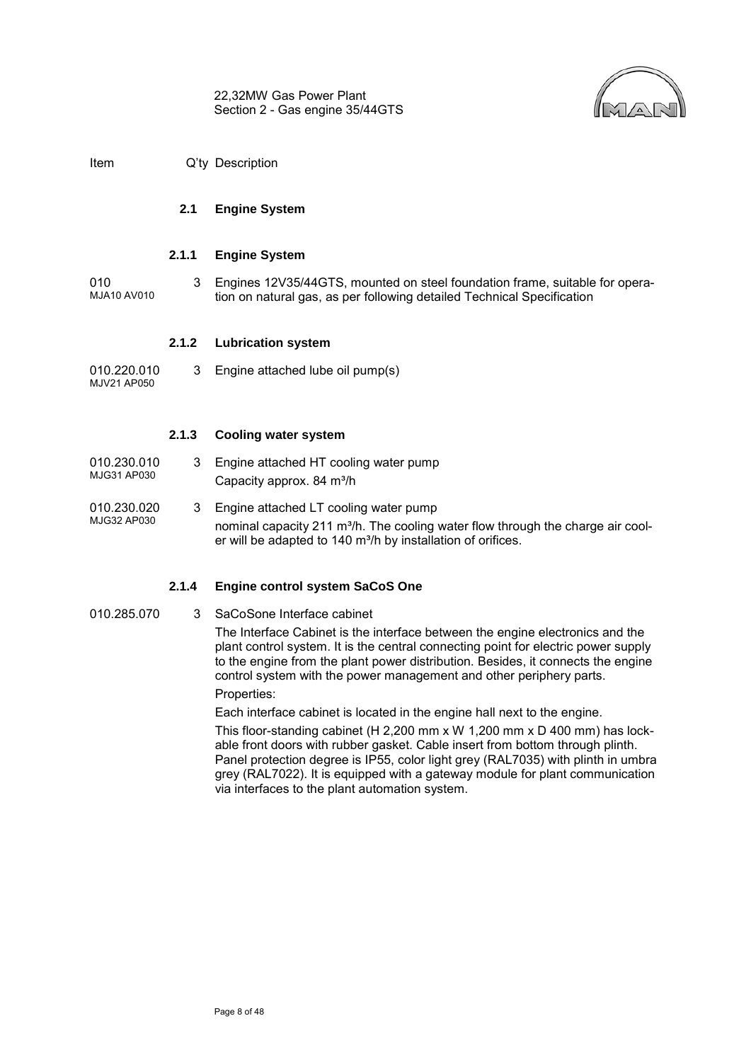| Item | Q'ty | Description |
|---|---|---|

## 2.1 Engine System

### 2.1.1 Engine System

| Item | Q'ty | Description |
|---|---|---|
| 010<br>MJA10 AV010 | 3 | Engines 12V35/44GTS, mounted on steel foundation frame, suitable for operation on natural gas, as per following detailed Technical Specification |

### 2.1.2 Lubrication system

| Item | Q'ty | Description |
|---|---|---|
| 010.220.010<br>MJV21 AP050 | 3 | Engine attached lube oil pump(s) |

### 2.1.3 Cooling water system

| Item | Q'ty | Description |
|---|---|---|
| 010.230.010<br>MJG31 AP030 | 3 | Engine attached HT cooling water pump<br>Capacity approx. 84 $m^3/h$ |
| 010.230.020<br>MJG32 AP030 | 3 | Engine attached LT cooling water pump<br>nominal capacity 211 $m^3/h$. The cooling water flow through the charge air cooler will be adapted to 140 $m^3/h$ by installation of orifices. |

### 2.1.4 Engine control system SaCoS One

| Item | Q'ty | Description |
|---|---|---|
| 010.285.070 | 3 | SaCoSone Interface cabinet |

The Interface Cabinet is the interface between the engine electronics and the plant control system. It is the central connecting point for electric power supply to the engine from the plant power distribution. Besides, it connects the engine control system with the power management and other periphery parts.

Properties:

Each interface cabinet is located in the engine hall next to the engine.

This floor-standing cabinet (H 2,200 mm x W 1,200 mm x D 400 mm) has lockable front doors with rubber gasket. Cable insert from bottom through plinth. Panel protection degree is IP55, color light grey (RAL7035) with plinth in umbra grey (RAL7022). It is equipped with a gateway module for plant communication via interfaces to the plant automation system.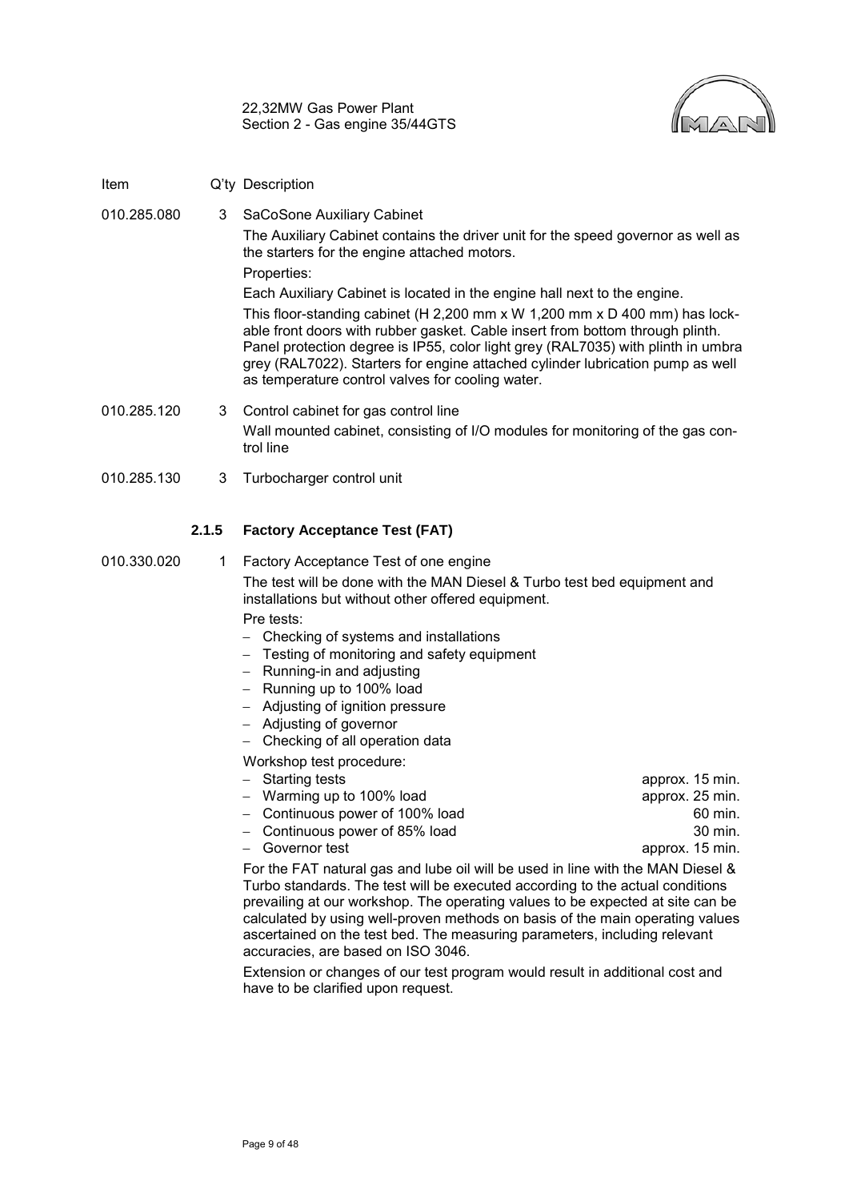| Item | Q'ty | Description |
|---|---|---|
| 010.285.080 | 3 | SaCoSone Auxiliary Cabinet |

The Auxiliary Cabinet contains the driver unit for the speed governor as well as the starters for the engine attached motors.

Properties:

Each Auxiliary Cabinet is located in the engine hall next to the engine.

This floor-standing cabinet (H 2,200 mm x W 1,200 mm x D 400 mm) has lockable front doors with rubber gasket. Cable insert from bottom through plinth. Panel protection degree is IP55, color light grey (RAL7035) with plinth in umbra grey (RAL7022). Starters for engine attached cylinder lubrication pump as well as temperature control valves for cooling water.

| Item | Q'ty | Description |
|---|---|---|
| 010.285.120 | 3 | Control cabinet for gas control line |

Wall mounted cabinet, consisting of I/O modules for monitoring of the gas control line

| Item | Q'ty | Description |
|---|---|---|
| 010.285.130 | 3 | Turbocharger control unit |

### 2.1.5 Factory Acceptance Test (FAT)

| Item | Q'ty | Description |
|---|---|---|
| 010.330.020 | 1 | Factory Acceptance Test of one engine |

The test will be done with the MAN Diesel & Turbo test bed equipment and installations but without other offered equipment.

Pre tests:

- Checking of systems and installations
- Testing of monitoring and safety equipment
- Running-in and adjusting
- Running up to 100% load
- Adjusting of ignition pressure
- Adjusting of governor
- Checking of all operation data

Workshop test procedure:

| Procedure | Duration |
|---|---|
| – Starting tests | approx. 15 min. |
| – Warming up to 100% load | approx. 25 min. |
| – Continuous power of 100% load | 60 min. |
| – Continuous power of 85% load | 30 min. |
| – Governor test | approx. 15 min. |

For the FAT natural gas and lube oil will be used in line with the MAN Diesel & Turbo standards. The test will be executed according to the actual conditions prevailing at our workshop. The operating values to be expected at site can be calculated by using well-proven methods on basis of the main operating values ascertained on the test bed. The measuring parameters, including relevant accuracies, are based on ISO 3046.

Extension or changes of our test program would result in additional cost and have to be clarified upon request.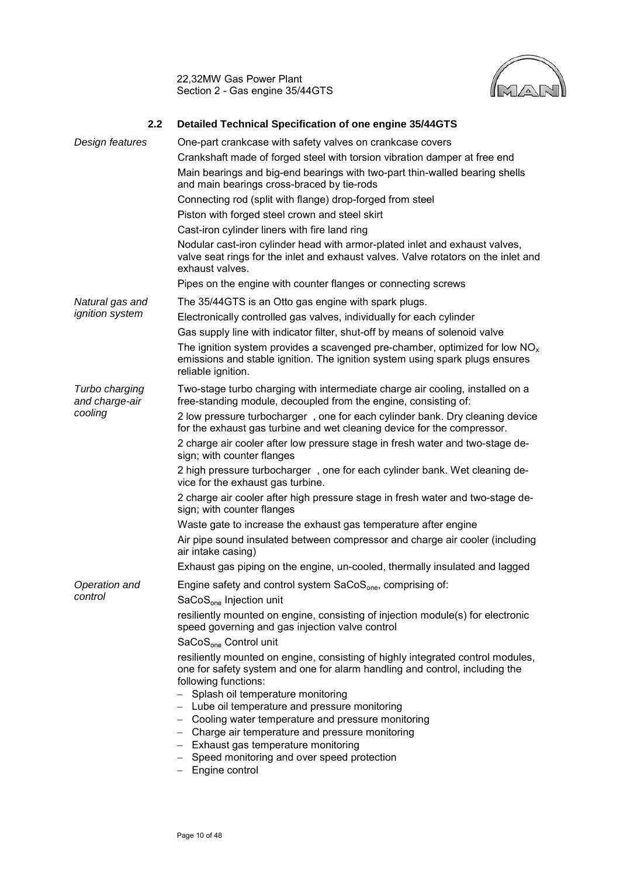## 2.2 Detailed Technical Specification of one engine 35/44GTS

*Design features*

One-part crankcase with safety valves on crankcase covers

Crankshaft made of forged steel with torsion vibration damper at free end

Main bearings and big-end bearings with two-part thin-walled bearing shells and main bearings cross-braced by tie-rods

Connecting rod (split with flange) drop-forged from steel

Piston with forged steel crown and steel skirt

Cast-iron cylinder liners with fire land ring

Nodular cast-iron cylinder head with armor-plated inlet and exhaust valves, valve seat rings for the inlet and exhaust valves. Valve rotators on the inlet and exhaust valves.

Pipes on the engine with counter flanges or connecting screws

*Natural gas and ignition system*

The 35/44GTS is an Otto gas engine with spark plugs.

Electronically controlled gas valves, individually for each cylinder

Gas supply line with indicator filter, shut-off by means of solenoid valve

The ignition system provides a scavenged pre-chamber, optimized for low $NO_x$ emissions and stable ignition. The ignition system using spark plugs ensures reliable ignition.

*Turbo charging and charge-air cooling*

Two-stage turbo charging with intermediate charge air cooling, installed on a free-standing module, decoupled from the engine, consisting of:

2 low pressure turbocharger , one for each cylinder bank. Dry cleaning device for the exhaust gas turbine and wet cleaning device for the compressor.

2 charge air cooler after low pressure stage in fresh water and two-stage design; with counter flanges

2 high pressure turbocharger , one for each cylinder bank. Wet cleaning device for the exhaust gas turbine.

2 charge air cooler after high pressure stage in fresh water and two-stage design; with counter flanges

Waste gate to increase the exhaust gas temperature after engine

Air pipe sound insulated between compressor and charge air cooler (including air intake casing)

Exhaust gas piping on the engine, un-cooled, thermally insulated and lagged

*Operation and control*

Engine safety and control system $SaCoS_{one}$, comprising of:

$SaCoS_{one}$ Injection unit

resiliently mounted on engine, consisting of injection module(s) for electronic speed governing and gas injection valve control

$SaCoS_{one}$ Control unit

resiliently mounted on engine, consisting of highly integrated control modules, one for safety system and one for alarm handling and control, including the following functions:

- Splash oil temperature monitoring
- Lube oil temperature and pressure monitoring
- Cooling water temperature and pressure monitoring
- Charge air temperature and pressure monitoring
- Exhaust gas temperature monitoring
- Speed monitoring and over speed protection
- Engine control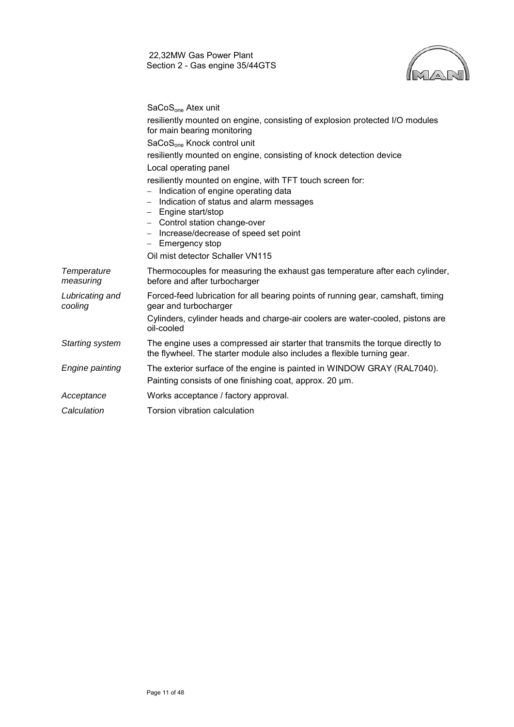SaCoS$_{one}$ Atex unit

resiliently mounted on engine, consisting of explosion protected I/O modules for main bearing monitoring

SaCoS$_{one}$ Knock control unit

resiliently mounted on engine, consisting of knock detection device

Local operating panel

resiliently mounted on engine, with TFT touch screen for:

- Indication of engine operating data
- Indication of status and alarm messages
- Engine start/stop
- Control station change-over
- Increase/decrease of speed set point
- Emergency stop

Oil mist detector Schaller VN115

| | |
|---|---|
| *Temperature measuring* | Thermocouples for measuring the exhaust gas temperature after each cylinder, before and after turbocharger |
| *Lubricating and cooling* | Forced-feed lubrication for all bearing points of running gear, camshaft, timing gear and turbocharger<br>Cylinders, cylinder heads and charge-air coolers are water-cooled, pistons are oil-cooled |
| *Starting system* | The engine uses a compressed air starter that transmits the torque directly to the flywheel. The starter module also includes a flexible turning gear. |
| *Engine painting* | The exterior surface of the engine is painted in WINDOW GRAY (RAL7040).<br>Painting consists of one finishing coat, approx. 20 µm. |
| *Acceptance* | Works acceptance / factory approval. |
| *Calculation* | Torsion vibration calculation |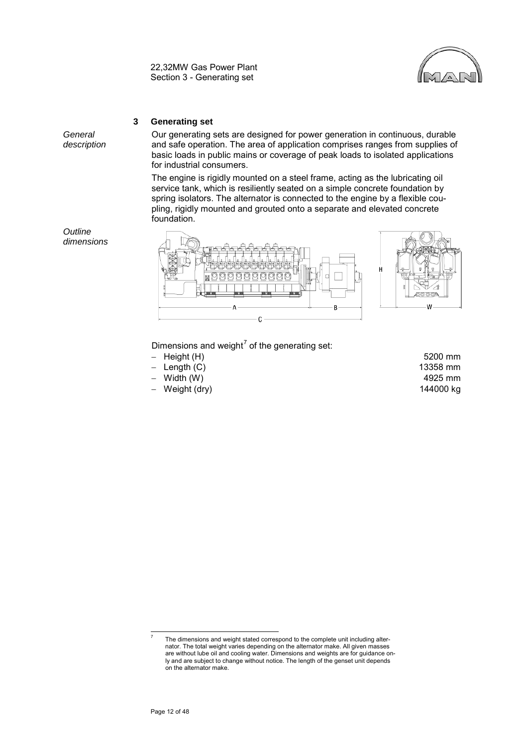## 3 Generating set

*General description*

Our generating sets are designed for power generation in continuous, durable and safe operation. The area of application comprises ranges from supplies of basic loads in public mains or coverage of peak loads to isolated applications for industrial consumers.

The engine is rigidly mounted on a steel frame, acting as the lubricating oil service tank, which is resiliently seated on a simple concrete foundation by spring isolators. The alternator is connected to the engine by a flexible coupling, rigidly mounted and grouted onto a separate and elevated concrete foundation.

*Outline dimensions*

Dimensions and weight[7] of the generating set:

- Height (H) 5200 mm
- Length (C) 13358 mm
- Width (W) 4925 mm
- Weight (dry) 144000 kg

[7] The dimensions and weight stated correspond to the complete unit including alternator. The total weight varies depending on the alternator make. All given masses are without lube oil and cooling water. Dimensions and weights are for guidance only and are subject to change without notice. The length of the genset unit depends on the alternator make.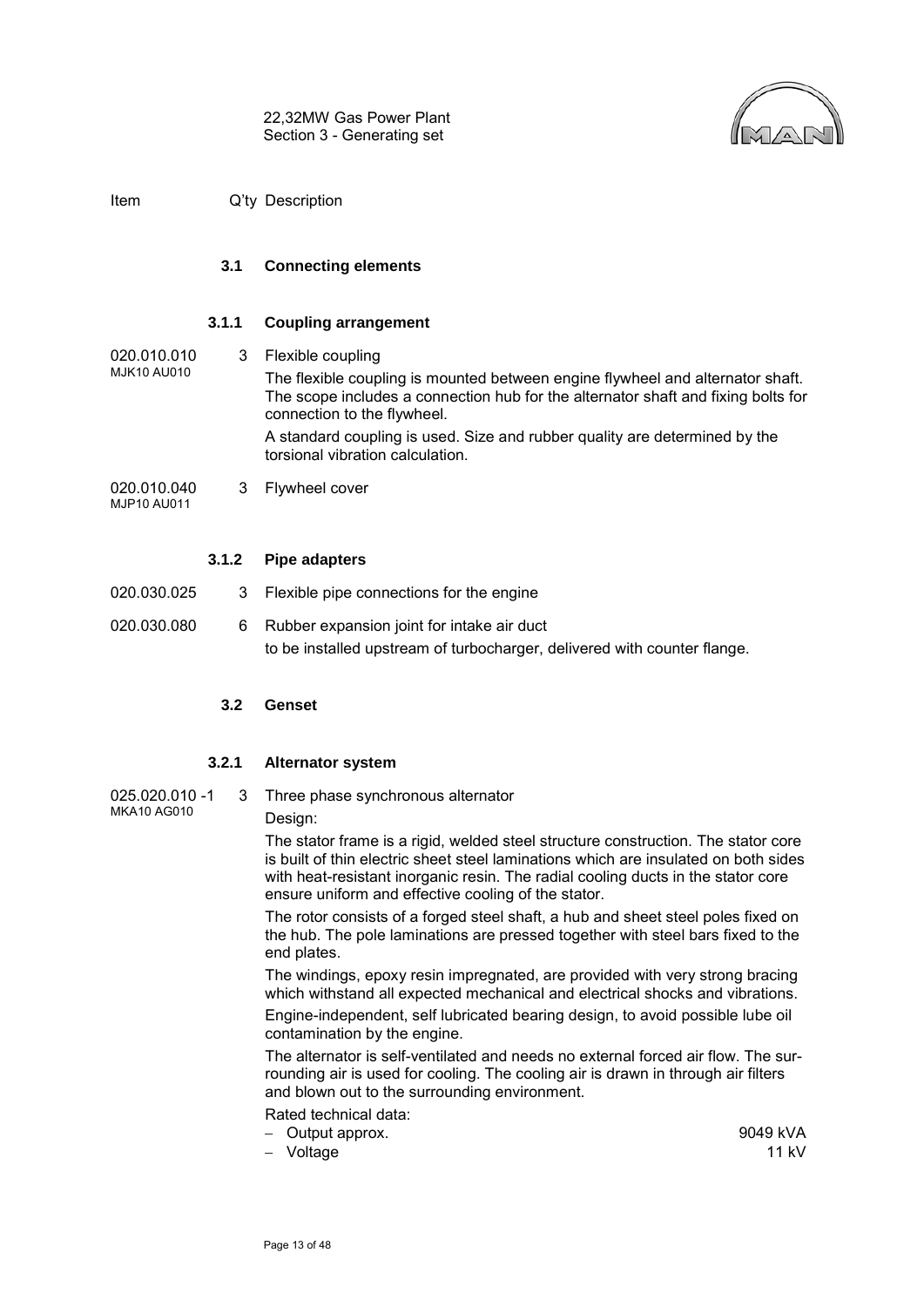| Item | Q'ty | Description |
|---|---|---|

### 3.1 Connecting elements

#### 3.1.1 Coupling arrangement

020.010.010
MJK10 AU010 — 3 — Flexible coupling

The flexible coupling is mounted between engine flywheel and alternator shaft. The scope includes a connection hub for the alternator shaft and fixing bolts for connection to the flywheel.

A standard coupling is used. Size and rubber quality are determined by the torsional vibration calculation.

020.010.040
MJP10 AU011 — 3 — Flywheel cover

#### 3.1.2 Pipe adapters

020.030.025 — 3 — Flexible pipe connections for the engine

020.030.080 — 6 — Rubber expansion joint for intake air duct

to be installed upstream of turbocharger, delivered with counter flange.

### 3.2 Genset

#### 3.2.1 Alternator system

025.020.010 -1
MKA10 AG010 — 3 — Three phase synchronous alternator

Design:

The stator frame is a rigid, welded steel structure construction. The stator core is built of thin electric sheet steel laminations which are insulated on both sides with heat-resistant inorganic resin. The radial cooling ducts in the stator core ensure uniform and effective cooling of the stator.

The rotor consists of a forged steel shaft, a hub and sheet steel poles fixed on the hub. The pole laminations are pressed together with steel bars fixed to the end plates.

The windings, epoxy resin impregnated, are provided with very strong bracing which withstand all expected mechanical and electrical shocks and vibrations.

Engine-independent, self lubricated bearing design, to avoid possible lube oil contamination by the engine.

The alternator is self-ventilated and needs no external forced air flow. The surrounding air is used for cooling. The cooling air is drawn in through air filters and blown out to the surrounding environment.

Rated technical data:

- Output approx. — 9049 kVA
- Voltage — 11 kV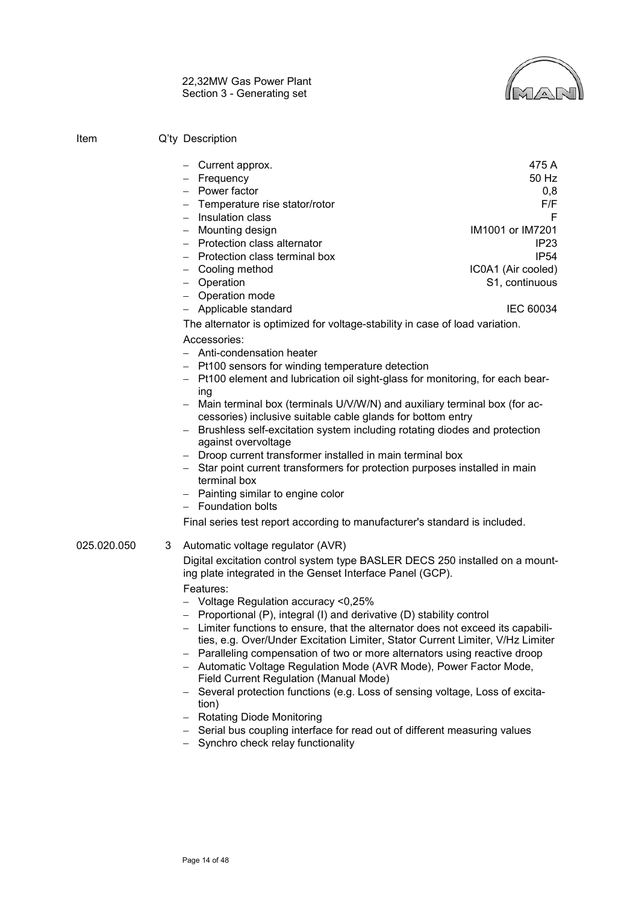| Item | Q'ty | Description |
|---|---|---|

- Current approx. — 475 A
- Frequency — 50 Hz
- Power factor — 0,8
- Temperature rise stator/rotor — F/F
- Insulation class — F
- Mounting design — IM1001 or IM7201
- Protection class alternator — IP23
- Protection class terminal box — IP54
- Cooling method — IC0A1 (Air cooled)
- Operation — S1, continuous
- Operation mode
- Applicable standard — IEC 60034

The alternator is optimized for voltage-stability in case of load variation.

Accessories:

- Anti-condensation heater
- Pt100 sensors for winding temperature detection
- Pt100 element and lubrication oil sight-glass for monitoring, for each bearing
- Main terminal box (terminals U/V/W/N) and auxiliary terminal box (for accessories) inclusive suitable cable glands for bottom entry
- Brushless self-excitation system including rotating diodes and protection against overvoltage
- Droop current transformer installed in main terminal box
- Star point current transformers for protection purposes installed in main terminal box
- Painting similar to engine color
- Foundation bolts

Final series test report according to manufacturer's standard is included.

**025.020.050** &nbsp;&nbsp; 3 &nbsp;&nbsp; Automatic voltage regulator (AVR)

Digital excitation control system type BASLER DECS 250 installed on a mounting plate integrated in the Genset Interface Panel (GCP).

Features:

- Voltage Regulation accuracy <0,25%
- Proportional (P), integral (I) and derivative (D) stability control
- Limiter functions to ensure, that the alternator does not exceed its capabilities, e.g. Over/Under Excitation Limiter, Stator Current Limiter, V/Hz Limiter
- Paralleling compensation of two or more alternators using reactive droop
- Automatic Voltage Regulation Mode (AVR Mode), Power Factor Mode, Field Current Regulation (Manual Mode)
- Several protection functions (e.g. Loss of sensing voltage, Loss of excitation)
- Rotating Diode Monitoring
- Serial bus coupling interface for read out of different measuring values
- Synchro check relay functionality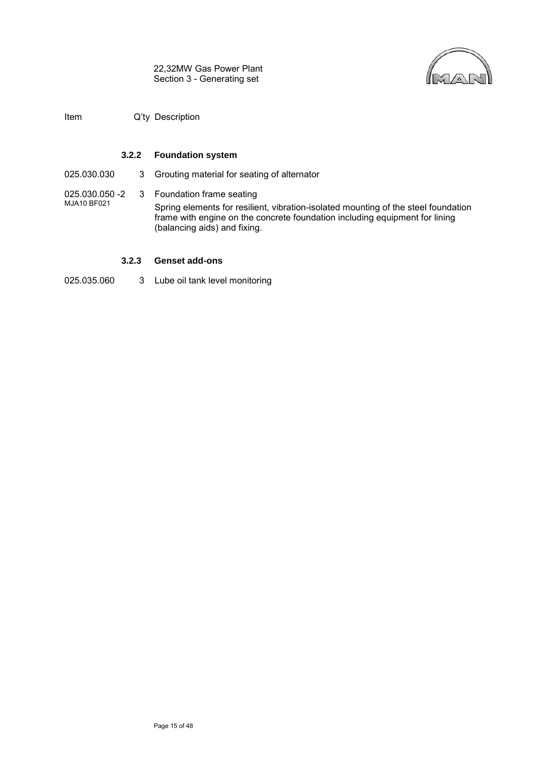| Item | Q'ty | Description |
| --- | --- | --- |
| | **3.2.2** | **Foundation system** |
| 025.030.030 | 3 | Grouting material for seating of alternator |
| 025.030.050 -2<br>MJA10 BF021 | 3 | Foundation frame seating<br>Spring elements for resilient, vibration-isolated mounting of the steel foundation frame with engine on the concrete foundation including equipment for lining (balancing aids) and fixing. |
| | **3.2.3** | **Genset add-ons** |
| 025.035.060 | 3 | Lube oil tank level monitoring |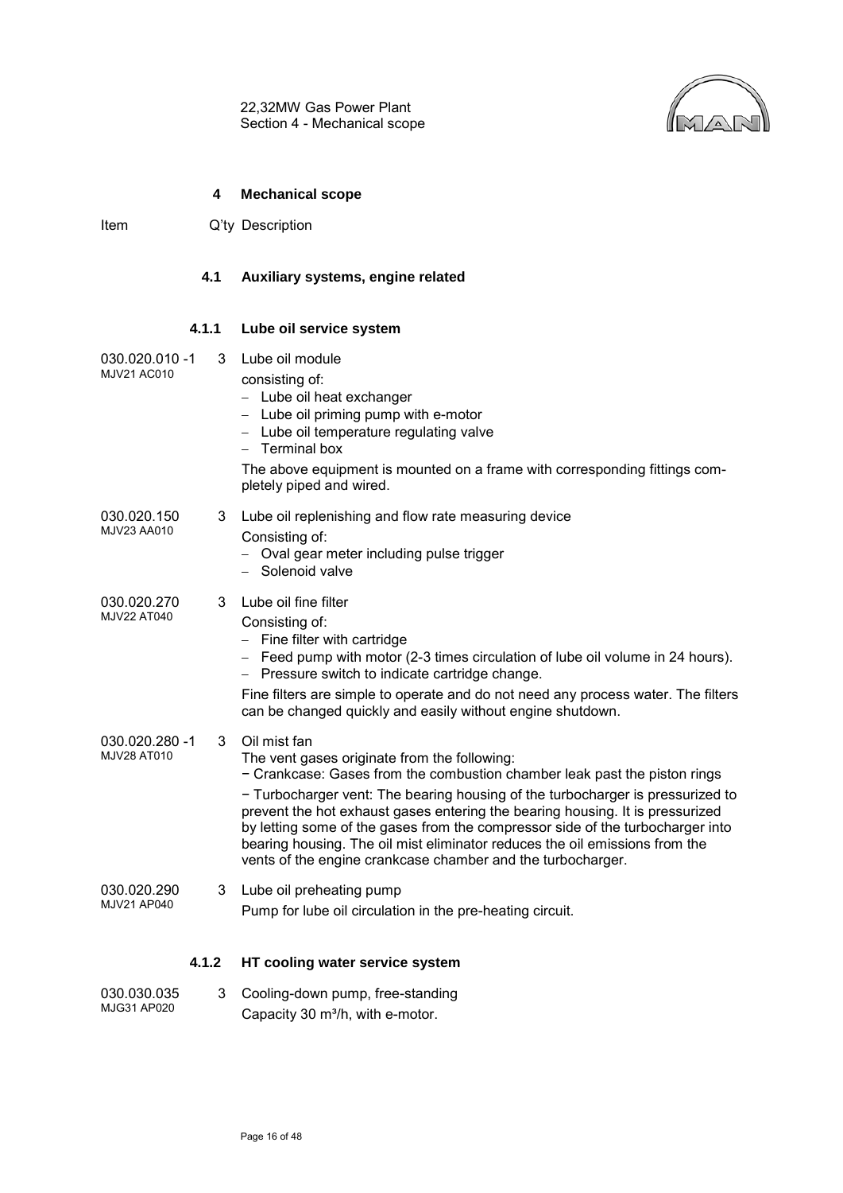# 4 Mechanical scope

| Item | Q'ty | Description |
|---|---|---|

## 4.1 Auxiliary systems, engine related

### 4.1.1 Lube oil service system

| Item | Q'ty | Description |
|---|---|---|
| 030.020.010 -1<br>MJV21 AC010 | 3 | Lube oil module<br>consisting of:<br>– Lube oil heat exchanger<br>– Lube oil priming pump with e-motor<br>– Lube oil temperature regulating valve<br>– Terminal box<br>The above equipment is mounted on a frame with corresponding fittings completely piped and wired. |
| 030.020.150<br>MJV23 AA010 | 3 | Lube oil replenishing and flow rate measuring device<br>Consisting of:<br>– Oval gear meter including pulse trigger<br>– Solenoid valve |
| 030.020.270<br>MJV22 AT040 | 3 | Lube oil fine filter<br>Consisting of:<br>– Fine filter with cartridge<br>– Feed pump with motor (2-3 times circulation of lube oil volume in 24 hours).<br>– Pressure switch to indicate cartridge change.<br>Fine filters are simple to operate and do not need any process water. The filters can be changed quickly and easily without engine shutdown. |
| 030.020.280 -1<br>MJV28 AT010 | 3 | Oil mist fan<br>The vent gases originate from the following:<br>− Crankcase: Gases from the combustion chamber leak past the piston rings<br>− Turbocharger vent: The bearing housing of the turbocharger is pressurized to prevent the hot exhaust gases entering the bearing housing. It is pressurized by letting some of the gases from the compressor side of the turbocharger into bearing housing. The oil mist eliminator reduces the oil emissions from the vents of the engine crankcase chamber and the turbocharger. |
| 030.020.290<br>MJV21 AP040 | 3 | Lube oil preheating pump<br>Pump for lube oil circulation in the pre-heating circuit. |

### 4.1.2 HT cooling water service system

| Item | Q'ty | Description |
|---|---|---|
| 030.030.035<br>MJG31 AP020 | 3 | Cooling-down pump, free-standing<br>Capacity 30 m³/h, with e-motor. |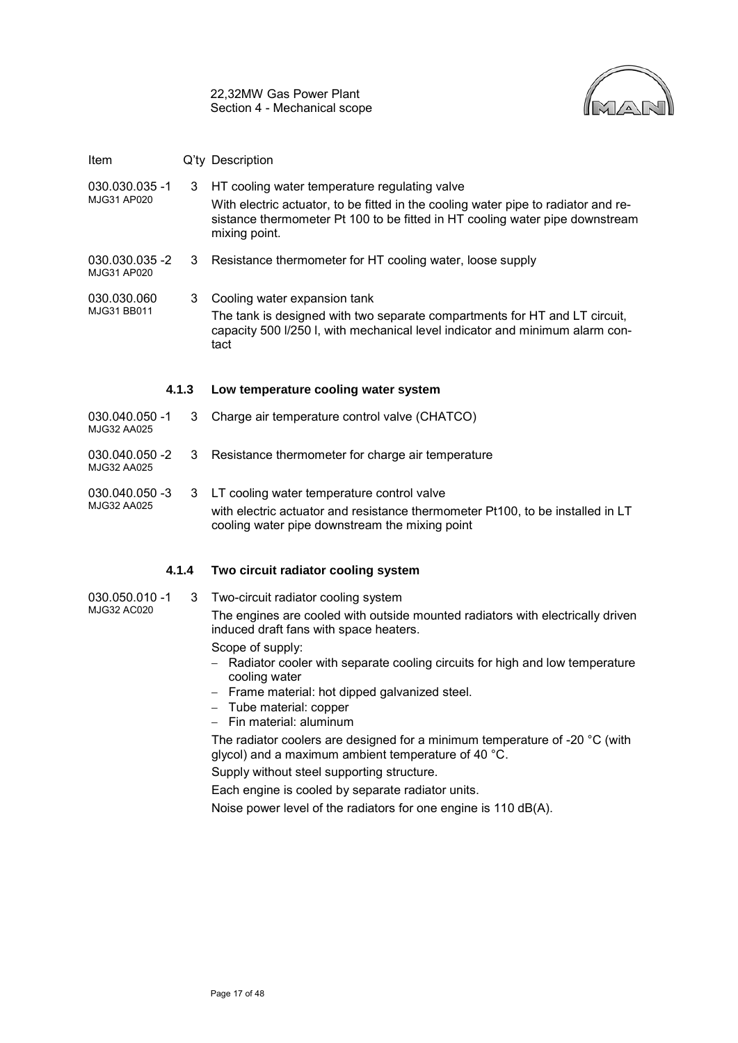| Item | Q'ty | Description |
|---|---|---|
| 030.030.035 -1<br>MJG31 AP020 | 3 | HT cooling water temperature regulating valve<br>With electric actuator, to be fitted in the cooling water pipe to radiator and resistance thermometer Pt 100 to be fitted in HT cooling water pipe downstream mixing point. |
| 030.030.035 -2<br>MJG31 AP020 | 3 | Resistance thermometer for HT cooling water, loose supply |
| 030.030.060<br>MJG31 BB011 | 3 | Cooling water expansion tank<br>The tank is designed with two separate compartments for HT and LT circuit, capacity 500 l/250 l, with mechanical level indicator and minimum alarm contact |

### 4.1.3 Low temperature cooling water system

| Item | Q'ty | Description |
|---|---|---|
| 030.040.050 -1<br>MJG32 AA025 | 3 | Charge air temperature control valve (CHATCO) |
| 030.040.050 -2<br>MJG32 AA025 | 3 | Resistance thermometer for charge air temperature |
| 030.040.050 -3<br>MJG32 AA025 | 3 | LT cooling water temperature control valve<br>with electric actuator and resistance thermometer Pt100, to be installed in LT cooling water pipe downstream the mixing point |

### 4.1.4 Two circuit radiator cooling system

030.050.010 -1
MJG32 AC020

Q'ty: 3

Two-circuit radiator cooling system

The engines are cooled with outside mounted radiators with electrically driven induced draft fans with space heaters.

Scope of supply:

- Radiator cooler with separate cooling circuits for high and low temperature cooling water
- Frame material: hot dipped galvanized steel.
- Tube material: copper
- Fin material: aluminum

The radiator coolers are designed for a minimum temperature of -20 °C (with glycol) and a maximum ambient temperature of 40 °C.

Supply without steel supporting structure.

Each engine is cooled by separate radiator units.

Noise power level of the radiators for one engine is 110 dB(A).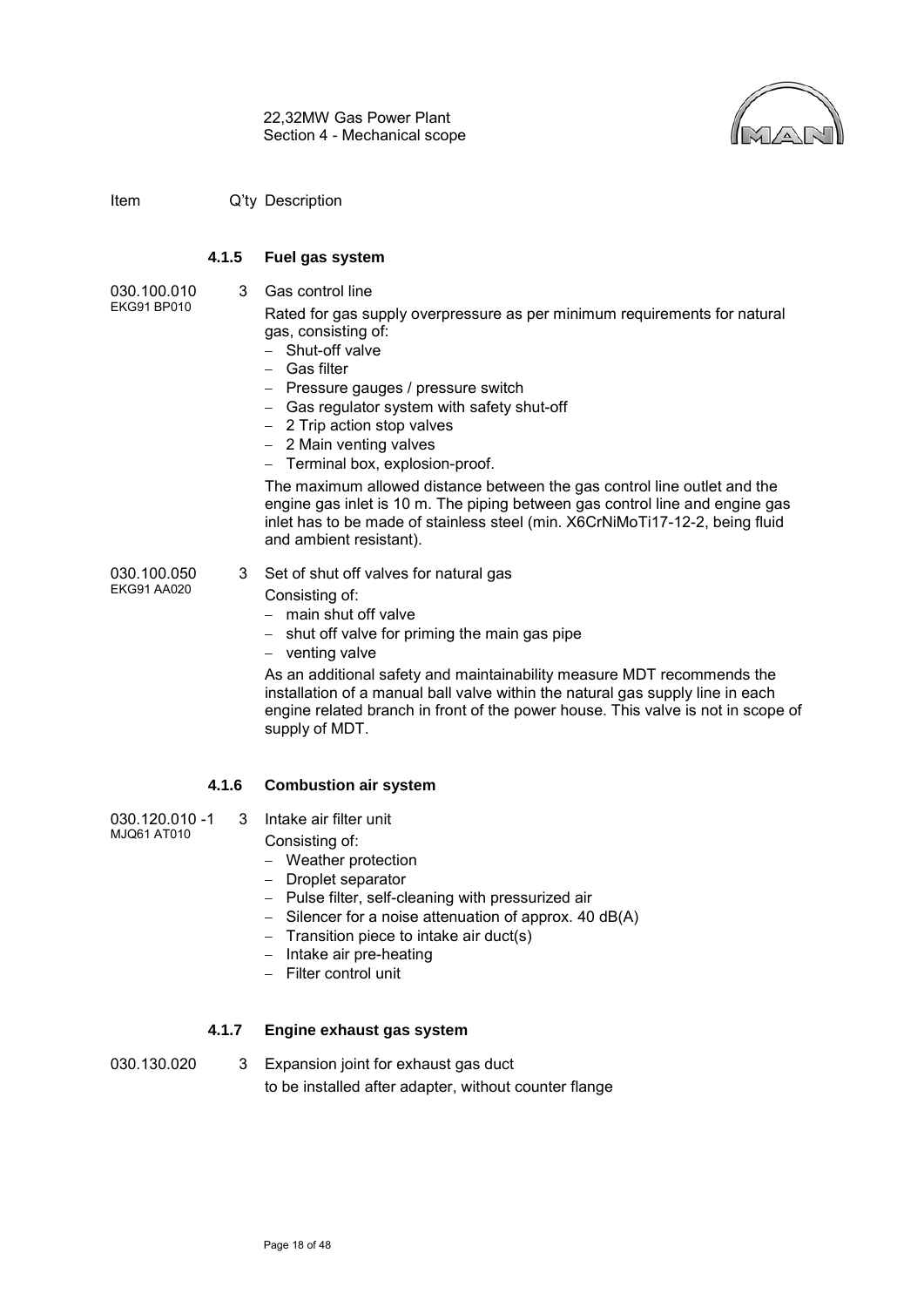| Item | Q'ty | Description |
|---|---|---|

### 4.1.5 Fuel gas system

030.100.010
EKG91 BP010 — 3 — **Gas control line**

Rated for gas supply overpressure as per minimum requirements for natural gas, consisting of:

- Shut-off valve
- Gas filter
- Pressure gauges / pressure switch
- Gas regulator system with safety shut-off
- 2 Trip action stop valves
- 2 Main venting valves
- Terminal box, explosion-proof.

The maximum allowed distance between the gas control line outlet and the engine gas inlet is 10 m. The piping between gas control line and engine gas inlet has to be made of stainless steel (min. X6CrNiMoTi17-12-2, being fluid and ambient resistant).

030.100.050
EKG91 AA020 — 3 — **Set of shut off valves for natural gas**

Consisting of:

- main shut off valve
- shut off valve for priming the main gas pipe
- venting valve

As an additional safety and maintainability measure MDT recommends the installation of a manual ball valve within the natural gas supply line in each engine related branch in front of the power house. This valve is not in scope of supply of MDT.

### 4.1.6 Combustion air system

030.120.010 -1
MJQ61 AT010 — 3 — **Intake air filter unit**

Consisting of:

- Weather protection
- Droplet separator
- Pulse filter, self-cleaning with pressurized air
- Silencer for a noise attenuation of approx. 40 dB(A)
- Transition piece to intake air duct(s)
- Intake air pre-heating
- Filter control unit

### 4.1.7 Engine exhaust gas system

030.130.020 — 3 — **Expansion joint for exhaust gas duct**

to be installed after adapter, without counter flange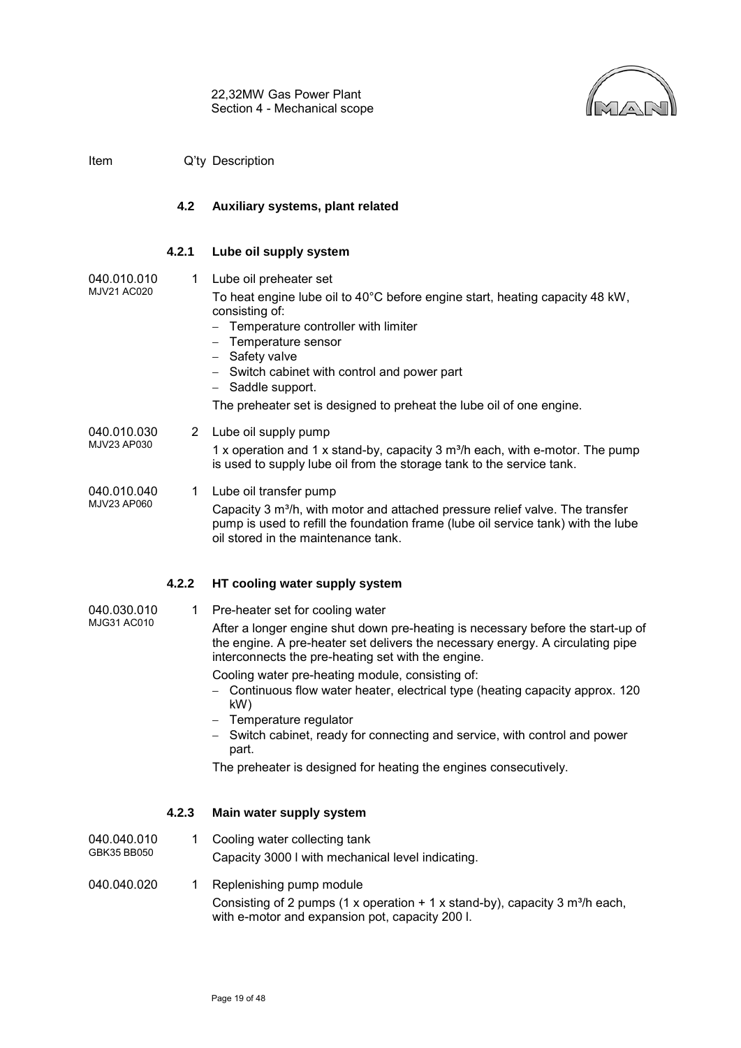Item | Q'ty | Description

## 4.2 Auxiliary systems, plant related

### 4.2.1 Lube oil supply system

**040.010.010** MJV21 AC020 — 1 — Lube oil preheater set

To heat engine lube oil to 40°C before engine start, heating capacity 48 kW, consisting of:

- Temperature controller with limiter
- Temperature sensor
- Safety valve
- Switch cabinet with control and power part
- Saddle support.

The preheater set is designed to preheat the lube oil of one engine.

**040.010.030** MJV23 AP030 — 2 — Lube oil supply pump

1 x operation and 1 x stand-by, capacity 3 m³/h each, with e-motor. The pump is used to supply lube oil from the storage tank to the service tank.

**040.010.040** MJV23 AP060 — 1 — Lube oil transfer pump

Capacity 3 m³/h, with motor and attached pressure relief valve. The transfer pump is used to refill the foundation frame (lube oil service tank) with the lube oil stored in the maintenance tank.

### 4.2.2 HT cooling water supply system

**040.030.010** MJG31 AC010 — 1 — Pre-heater set for cooling water

After a longer engine shut down pre-heating is necessary before the start-up of the engine. A pre-heater set delivers the necessary energy. A circulating pipe interconnects the pre-heating set with the engine.

Cooling water pre-heating module, consisting of:

- Continuous flow water heater, electrical type (heating capacity approx. 120 kW)
- Temperature regulator
- Switch cabinet, ready for connecting and service, with control and power part.

The preheater is designed for heating the engines consecutively.

### 4.2.3 Main water supply system

**040.040.010** GBK35 BB050 — 1 — Cooling water collecting tank

Capacity 3000 l with mechanical level indicating.

**040.040.020** — 1 — Replenishing pump module

Consisting of 2 pumps (1 x operation + 1 x stand-by), capacity 3 m³/h each, with e-motor and expansion pot, capacity 200 l.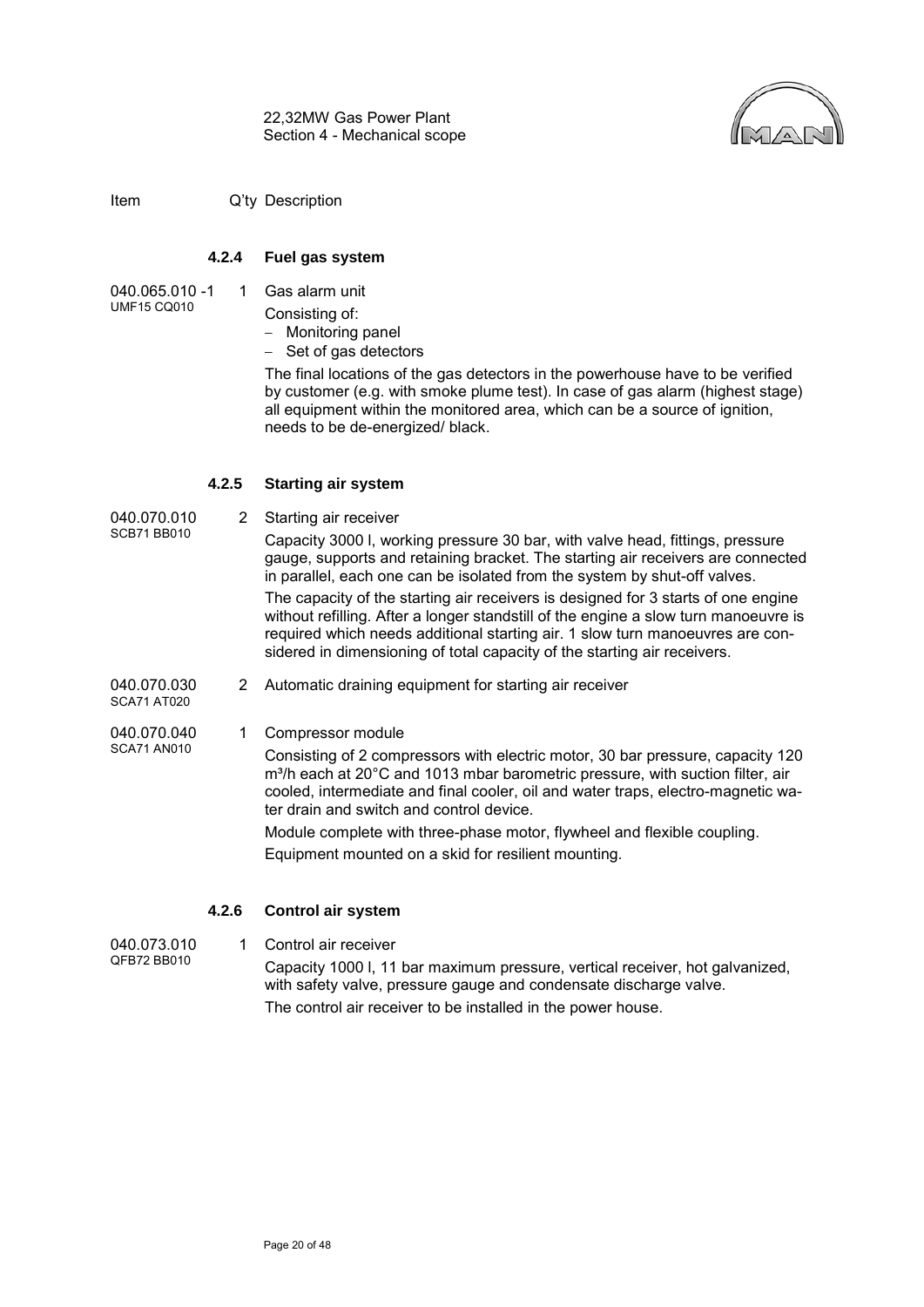| Item | Q'ty | Description |
|---|---|---|

### 4.2.4 Fuel gas system

| Item | Q'ty | Description |
|---|---|---|
| 040.065.010 -1<br>UMF15 CQ010 | 1 | Gas alarm unit<br>Consisting of:<br>– Monitoring panel<br>– Set of gas detectors<br>The final locations of the gas detectors in the powerhouse have to be verified by customer (e.g. with smoke plume test). In case of gas alarm (highest stage) all equipment within the monitored area, which can be a source of ignition, needs to be de-energized/ black. |

### 4.2.5 Starting air system

| Item | Q'ty | Description |
|---|---|---|
| 040.070.010<br>SCB71 BB010 | 2 | Starting air receiver<br>Capacity 3000 l, working pressure 30 bar, with valve head, fittings, pressure gauge, supports and retaining bracket. The starting air receivers are connected in parallel, each one can be isolated from the system by shut-off valves.<br>The capacity of the starting air receivers is designed for 3 starts of one engine without refilling. After a longer standstill of the engine a slow turn manoeuvre is required which needs additional starting air. 1 slow turn manoeuvres are considered in dimensioning of total capacity of the starting air receivers. |
| 040.070.030<br>SCA71 AT020 | 2 | Automatic draining equipment for starting air receiver |
| 040.070.040<br>SCA71 AN010 | 1 | Compressor module<br>Consisting of 2 compressors with electric motor, 30 bar pressure, capacity 120 $m^3/h$ each at 20°C and 1013 mbar barometric pressure, with suction filter, air cooled, intermediate and final cooler, oil and water traps, electro-magnetic water drain and switch and control device.<br>Module complete with three-phase motor, flywheel and flexible coupling.<br>Equipment mounted on a skid for resilient mounting. |

### 4.2.6 Control air system

| Item | Q'ty | Description |
|---|---|---|
| 040.073.010<br>QFB72 BB010 | 1 | Control air receiver<br>Capacity 1000 l, 11 bar maximum pressure, vertical receiver, hot galvanized, with safety valve, pressure gauge and condensate discharge valve.<br>The control air receiver to be installed in the power house. |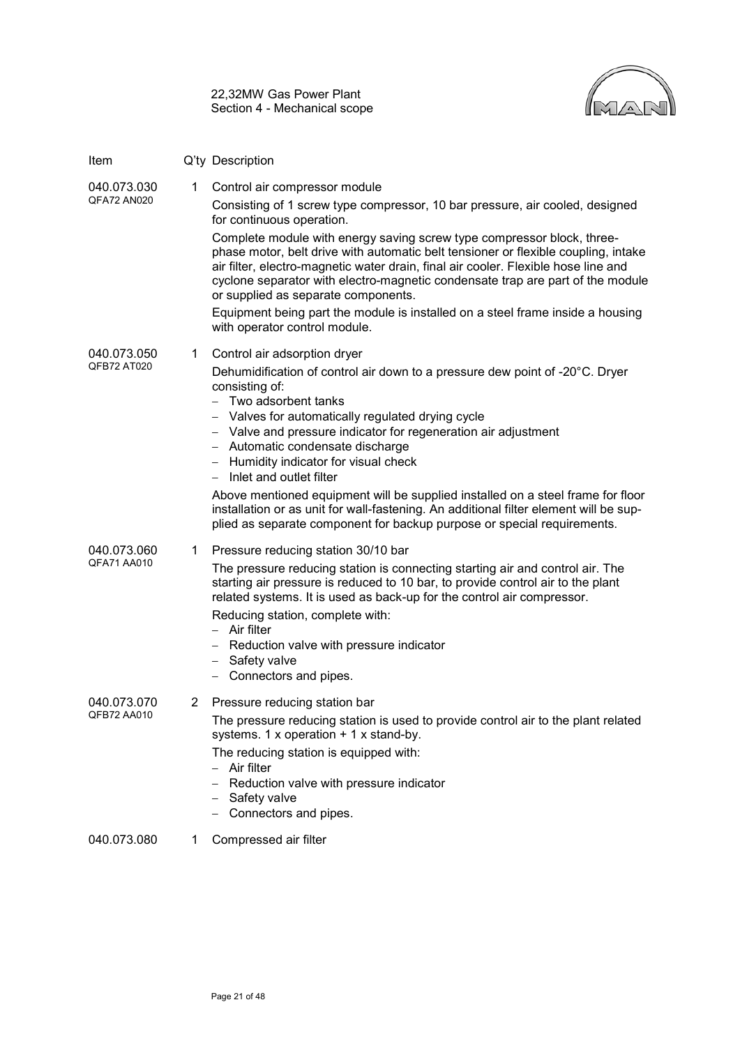| Item | Q'ty | Description |
|---|---|---|
| 040.073.030<br>QFA72 AN020 | 1 | Control air compressor module<br><br>Consisting of 1 screw type compressor, 10 bar pressure, air cooled, designed for continuous operation.<br><br>Complete module with energy saving screw type compressor block, three-phase motor, belt drive with automatic belt tensioner or flexible coupling, intake air filter, electro-magnetic water drain, final air cooler. Flexible hose line and cyclone separator with electro-magnetic condensate trap are part of the module or supplied as separate components.<br><br>Equipment being part the module is installed on a steel frame inside a housing with operator control module. |
| 040.073.050<br>QFB72 AT020 | 1 | Control air adsorption dryer<br><br>Dehumidification of control air down to a pressure dew point of -20°C. Dryer consisting of:<br>– Two adsorbent tanks<br>– Valves for automatically regulated drying cycle<br>– Valve and pressure indicator for regeneration air adjustment<br>– Automatic condensate discharge<br>– Humidity indicator for visual check<br>– Inlet and outlet filter<br><br>Above mentioned equipment will be supplied installed on a steel frame for floor installation or as unit for wall-fastening. An additional filter element will be supplied as separate component for backup purpose or special requirements. |
| 040.073.060<br>QFA71 AA010 | 1 | Pressure reducing station 30/10 bar<br><br>The pressure reducing station is connecting starting air and control air. The starting air pressure is reduced to 10 bar, to provide control air to the plant related systems. It is used as back-up for the control air compressor.<br><br>Reducing station, complete with:<br>– Air filter<br>– Reduction valve with pressure indicator<br>– Safety valve<br>– Connectors and pipes. |
| 040.073.070<br>QFB72 AA010 | 2 | Pressure reducing station bar<br><br>The pressure reducing station is used to provide control air to the plant related systems. 1 x operation + 1 x stand-by.<br><br>The reducing station is equipped with:<br>– Air filter<br>– Reduction valve with pressure indicator<br>– Safety valve<br>– Connectors and pipes. |
| 040.073.080 | 1 | Compressed air filter |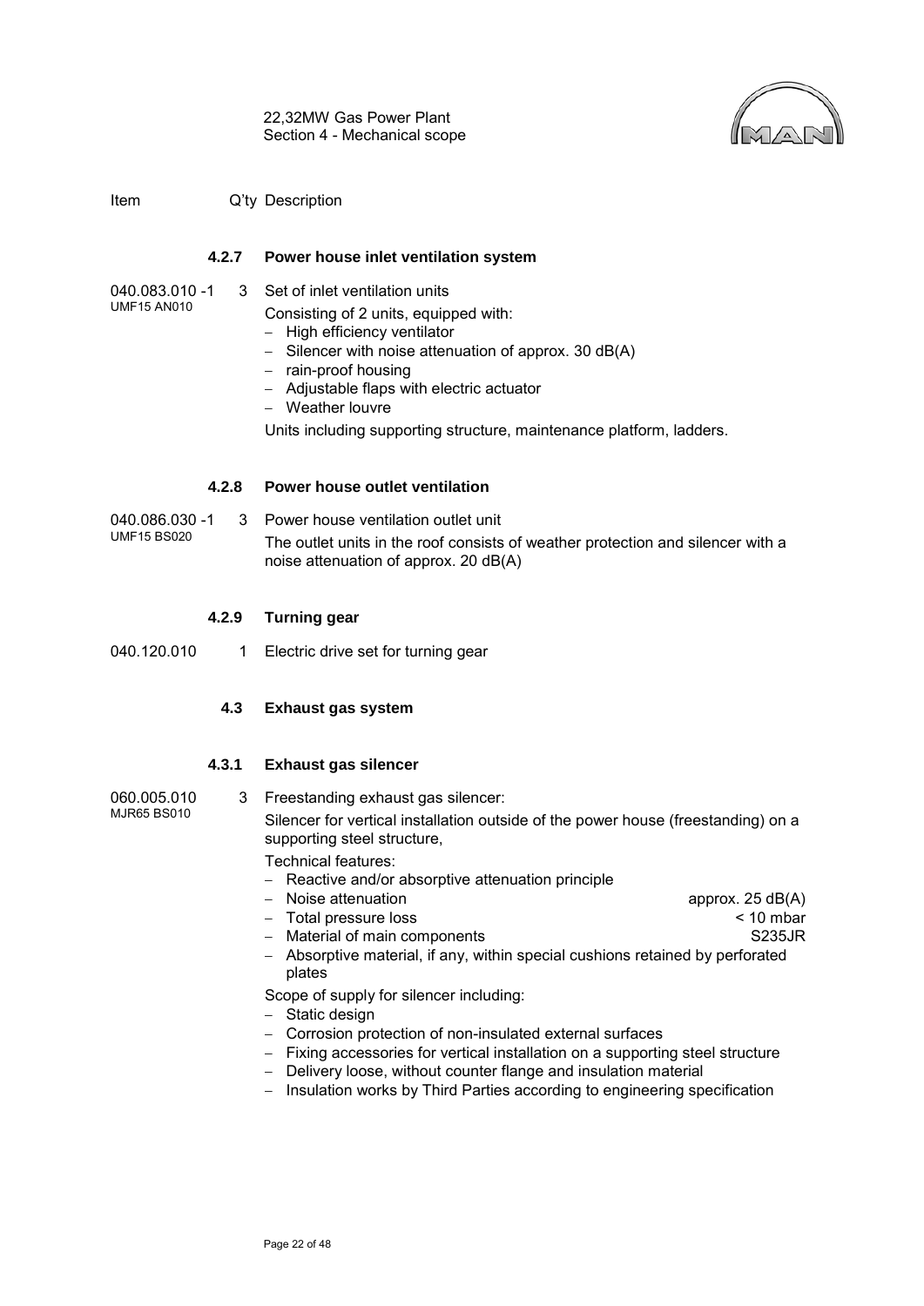| Item | Q'ty | Description |
|---|---|---|

### 4.2.7 Power house inlet ventilation system

040.083.010 -1
UMF15 AN010 | 3 | Set of inlet ventilation units

Consisting of 2 units, equipped with:

- High efficiency ventilator
- Silencer with noise attenuation of approx. 30 dB(A)
- rain-proof housing
- Adjustable flaps with electric actuator
- Weather louvre

Units including supporting structure, maintenance platform, ladders.

### 4.2.8 Power house outlet ventilation

040.086.030 -1
UMF15 BS020 | 3 | Power house ventilation outlet unit

The outlet units in the roof consists of weather protection and silencer with a noise attenuation of approx. 20 dB(A)

### 4.2.9 Turning gear

040.120.010 | 1 | Electric drive set for turning gear

## 4.3 Exhaust gas system

### 4.3.1 Exhaust gas silencer

060.005.010
MJR65 BS010 | 3 | Freestanding exhaust gas silencer:

Silencer for vertical installation outside of the power house (freestanding) on a supporting steel structure,

Technical features:

- Reactive and/or absorptive attenuation principle
- Noise attenuation — approx. 25 dB(A)
- Total pressure loss — < 10 mbar
- Material of main components — S235JR
- Absorptive material, if any, within special cushions retained by perforated plates

Scope of supply for silencer including:

- Static design
- Corrosion protection of non-insulated external surfaces
- Fixing accessories for vertical installation on a supporting steel structure
- Delivery loose, without counter flange and insulation material
- Insulation works by Third Parties according to engineering specification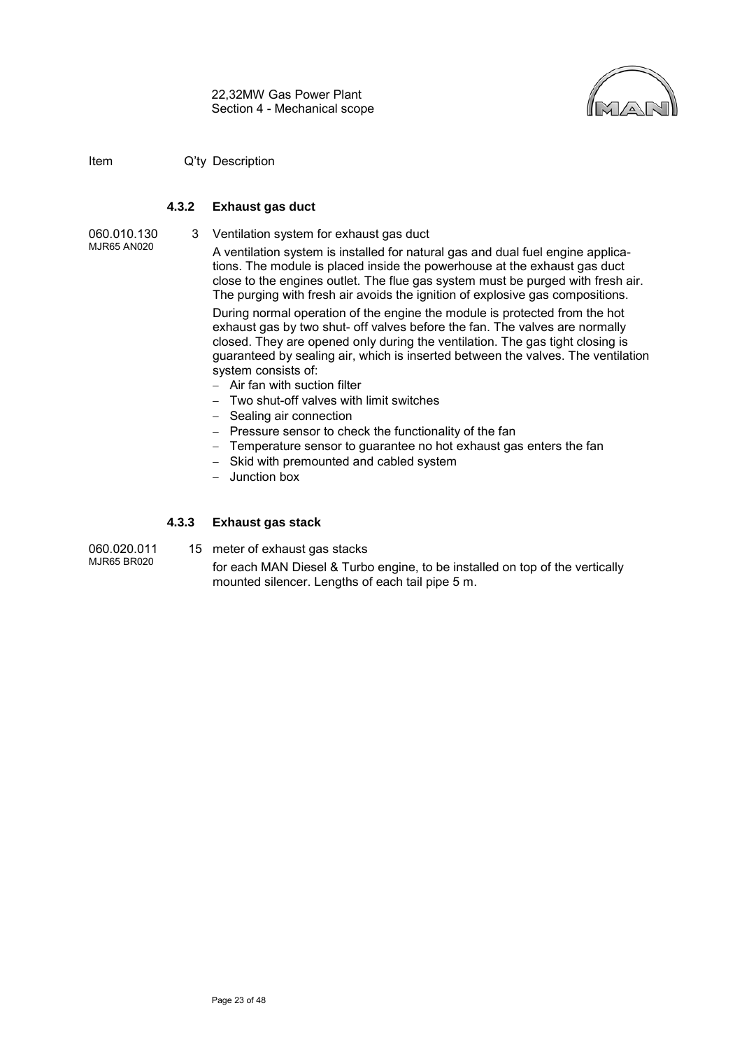Item Q'ty Description

### 4.3.2 Exhaust gas duct

060.010.130
MJR65 AN020

3 Ventilation system for exhaust gas duct

A ventilation system is installed for natural gas and dual fuel engine applications. The module is placed inside the powerhouse at the exhaust gas duct close to the engines outlet. The flue gas system must be purged with fresh air. The purging with fresh air avoids the ignition of explosive gas compositions.

During normal operation of the engine the module is protected from the hot exhaust gas by two shut- off valves before the fan. The valves are normally closed. They are opened only during the ventilation. The gas tight closing is guaranteed by sealing air, which is inserted between the valves. The ventilation system consists of:

- Air fan with suction filter
- Two shut-off valves with limit switches
- Sealing air connection
- Pressure sensor to check the functionality of the fan
- Temperature sensor to guarantee no hot exhaust gas enters the fan
- Skid with premounted and cabled system
- Junction box

### 4.3.3 Exhaust gas stack

060.020.011
MJR65 BR020

15 meter of exhaust gas stacks

for each MAN Diesel & Turbo engine, to be installed on top of the vertically mounted silencer. Lengths of each tail pipe 5 m.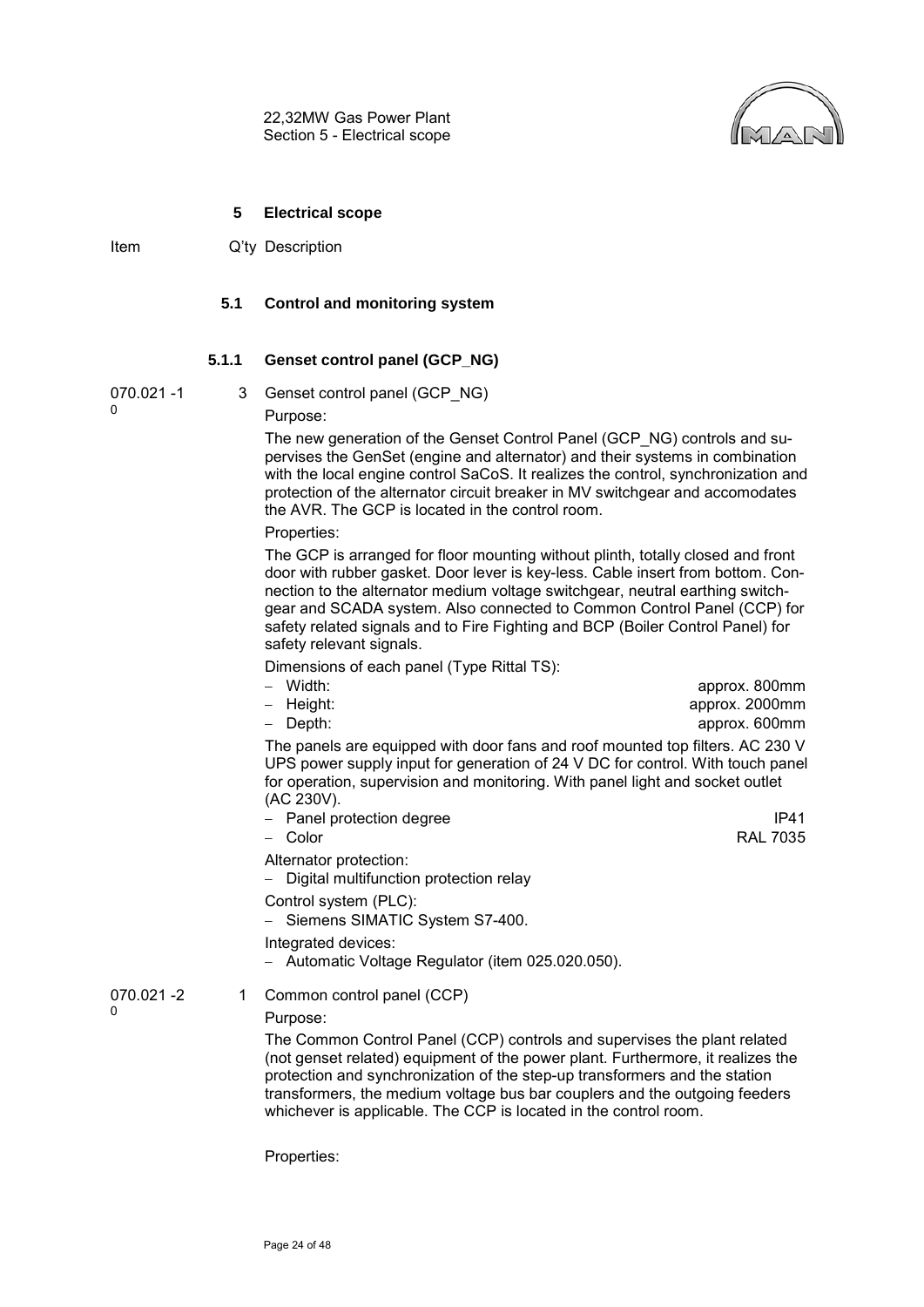# 5 Electrical scope

Item | Q'ty | Description

## 5.1 Control and monitoring system

### 5.1.1 Genset control panel (GCP_NG)

070.021-10 | 3 | Genset control panel (GCP_NG)

Purpose:

The new generation of the Genset Control Panel (GCP_NG) controls and supervises the GenSet (engine and alternator) and their systems in combination with the local engine control SaCoS. It realizes the control, synchronization and protection of the alternator circuit breaker in MV switchgear and accomodates the AVR. The GCP is located in the control room.

Properties:

The GCP is arranged for floor mounting without plinth, totally closed and front door with rubber gasket. Door lever is key-less. Cable insert from bottom. Connection to the alternator medium voltage switchgear, neutral earthing switchgear and SCADA system. Also connected to Common Control Panel (CCP) for safety related signals and to Fire Fighting and BCP (Boiler Control Panel) for safety relevant signals.

Dimensions of each panel (Type Rittal TS):

- Width: approx. 800mm
- Height: approx. 2000mm
- Depth: approx. 600mm

The panels are equipped with door fans and roof mounted top filters. AC 230 V UPS power supply input for generation of 24 V DC for control. With touch panel for operation, supervision and monitoring. With panel light and socket outlet (AC 230V).

- Panel protection degree IP41
- Color RAL 7035

Alternator protection:

- Digital multifunction protection relay

Control system (PLC):

- Siemens SIMATIC System S7-400.

Integrated devices:

- Automatic Voltage Regulator (item 025.020.050).

070.021-20 | 1 | Common control panel (CCP)

Purpose:

The Common Control Panel (CCP) controls and supervises the plant related (not genset related) equipment of the power plant. Furthermore, it realizes the protection and synchronization of the step-up transformers and the station transformers, the medium voltage bus bar couplers and the outgoing feeders whichever is applicable. The CCP is located in the control room.

Properties: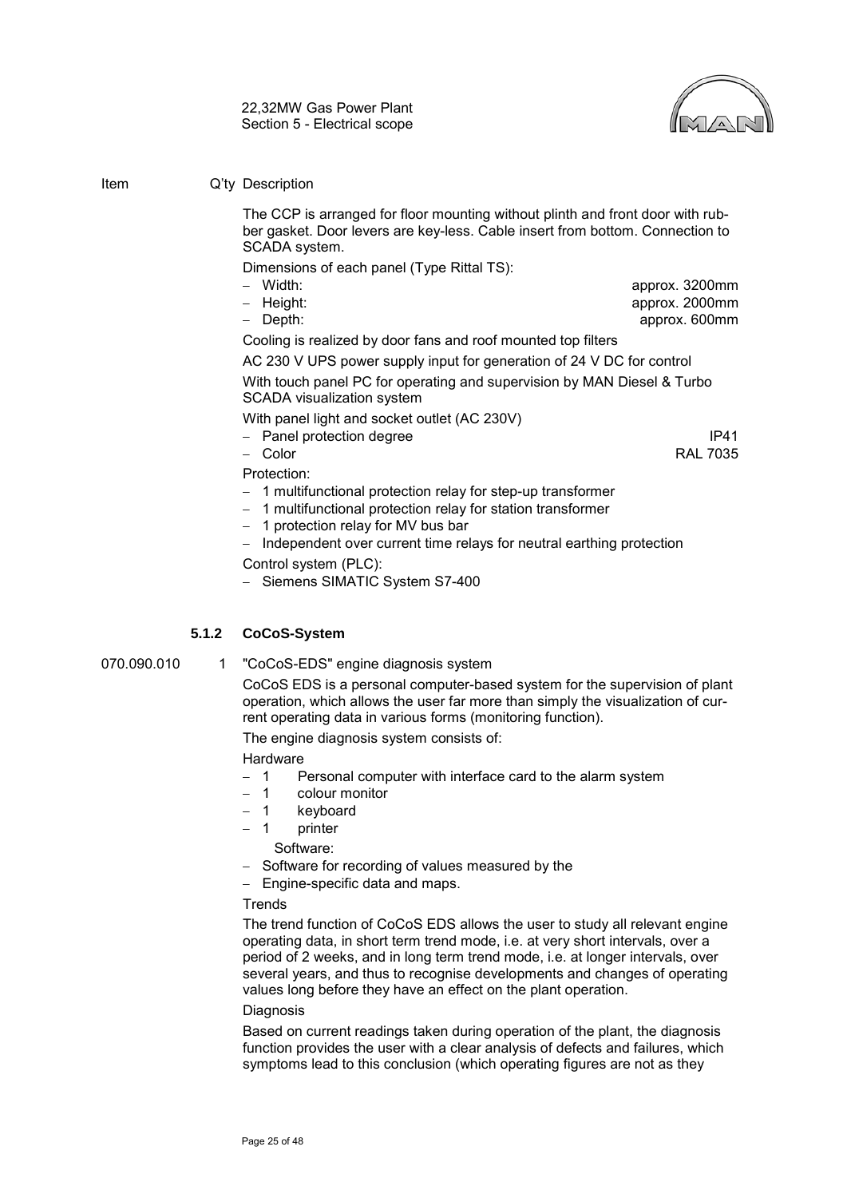Item Q'ty Description

The CCP is arranged for floor mounting without plinth and front door with rubber gasket. Door levers are key-less. Cable insert from bottom. Connection to SCADA system.

Dimensions of each panel (Type Rittal TS):

- Width: approx. 3200mm
- Height: approx. 2000mm
- Depth: approx. 600mm

Cooling is realized by door fans and roof mounted top filters

AC 230 V UPS power supply input for generation of 24 V DC for control

With touch panel PC for operating and supervision by MAN Diesel & Turbo SCADA visualization system

With panel light and socket outlet (AC 230V)

- Panel protection degree IP41
- Color RAL 7035

Protection:

- 1 multifunctional protection relay for step-up transformer
- 1 multifunctional protection relay for station transformer
- 1 protection relay for MV bus bar
- Independent over current time relays for neutral earthing protection

Control system (PLC):

- Siemens SIMATIC System S7-400

### 5.1.2 CoCoS-System

070.090.010 1 "CoCoS-EDS" engine diagnosis system

CoCoS EDS is a personal computer-based system for the supervision of plant operation, which allows the user far more than simply the visualization of current operating data in various forms (monitoring function).

The engine diagnosis system consists of:

Hardware

- 1 Personal computer with interface card to the alarm system
- 1 colour monitor
- 1 keyboard
- 1 printer

Software:

- Software for recording of values measured by the
- Engine-specific data and maps.

Trends

The trend function of CoCoS EDS allows the user to study all relevant engine operating data, in short term trend mode, i.e. at very short intervals, over a period of 2 weeks, and in long term trend mode, i.e. at longer intervals, over several years, and thus to recognise developments and changes of operating values long before they have an effect on the plant operation.

Diagnosis

Based on current readings taken during operation of the plant, the diagnosis function provides the user with a clear analysis of defects and failures, which symptoms lead to this conclusion (which operating figures are not as they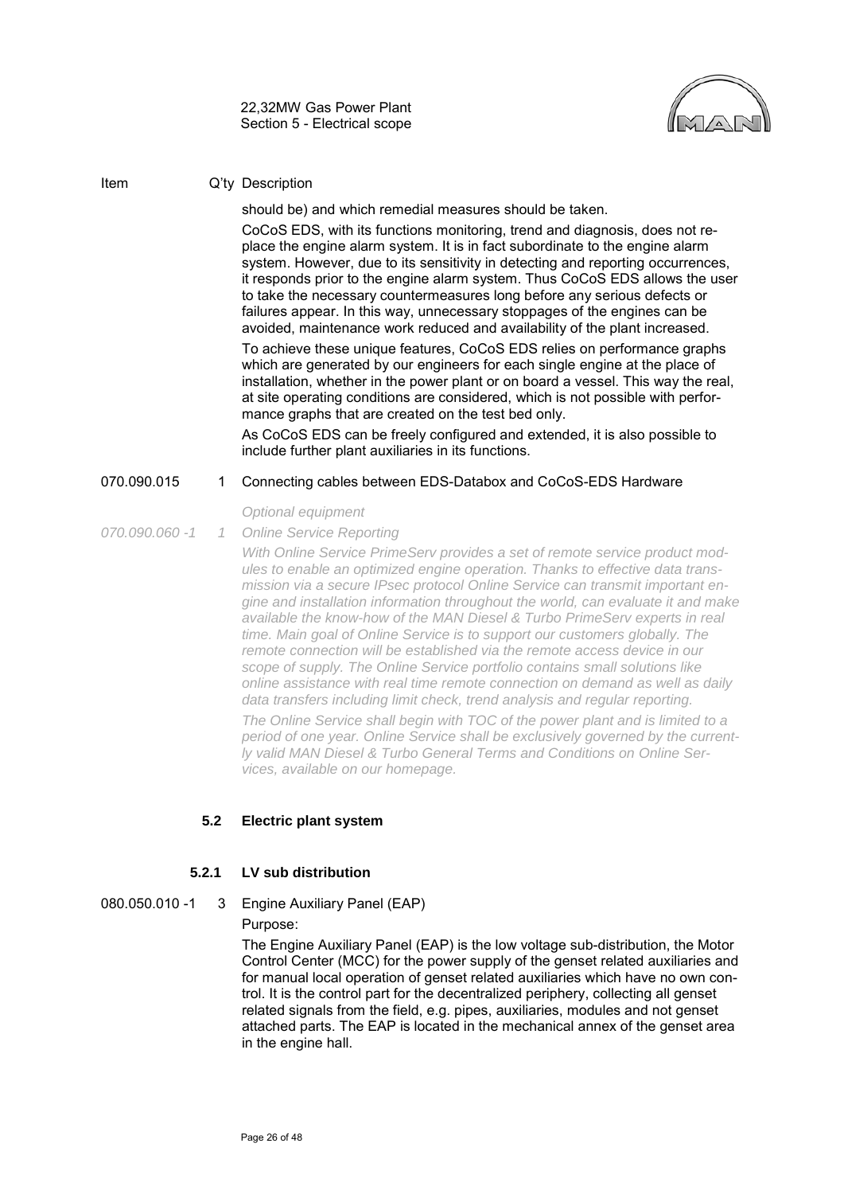| Item | Q'ty | Description |
|---|---|---|
| | | should be) and which remedial measures should be taken. |
| | | CoCoS EDS, with its functions monitoring, trend and diagnosis, does not replace the engine alarm system. It is in fact subordinate to the engine alarm system. However, due to its sensitivity in detecting and reporting occurrences, it responds prior to the engine alarm system. Thus CoCoS EDS allows the user to take the necessary countermeasures long before any serious defects or failures appear. In this way, unnecessary stoppages of the engines can be avoided, maintenance work reduced and availability of the plant increased. |
| | | To achieve these unique features, CoCoS EDS relies on performance graphs which are generated by our engineers for each single engine at the place of installation, whether in the power plant or on board a vessel. This way the real, at site operating conditions are considered, which is not possible with performance graphs that are created on the test bed only. |
| | | As CoCoS EDS can be freely configured and extended, it is also possible to include further plant auxiliaries in its functions. |
| 070.090.015 | 1 | Connecting cables between EDS-Databox and CoCoS-EDS Hardware |
| | | *Optional equipment* |
| *070.090.060 -1* | *1* | *Online Service Reporting* |
| | | *With Online Service PrimeServ provides a set of remote service product modules to enable an optimized engine operation. Thanks to effective data transmission via a secure IPsec protocol Online Service can transmit important engine and installation information throughout the world, can evaluate it and make available the know-how of the MAN Diesel & Turbo PrimeServ experts in real time. Main goal of Online Service is to support our customers globally. The remote connection will be established via the remote access device in our scope of supply. The Online Service portfolio contains small solutions like online assistance with real time remote connection on demand as well as daily data transfers including limit check, trend analysis and regular reporting.* |
| | | *The Online Service shall begin with TOC of the power plant and is limited to a period of one year. Online Service shall be exclusively governed by the currently valid MAN Diesel & Turbo General Terms and Conditions on Online Services, available on our homepage.* |

## 5.2 Electric plant system

### 5.2.1 LV sub distribution

| Item | Q'ty | Description |
|---|---|---|
| 080.050.010 -1 | 3 | Engine Auxiliary Panel (EAP) |
| | | Purpose: |
| | | The Engine Auxiliary Panel (EAP) is the low voltage sub-distribution, the Motor Control Center (MCC) for the power supply of the genset related auxiliaries and for manual local operation of genset related auxiliaries which have no own control. It is the control part for the decentralized periphery, collecting all genset related signals from the field, e.g. pipes, auxiliaries, modules and not genset attached parts. The EAP is located in the mechanical annex of the genset area in the engine hall. |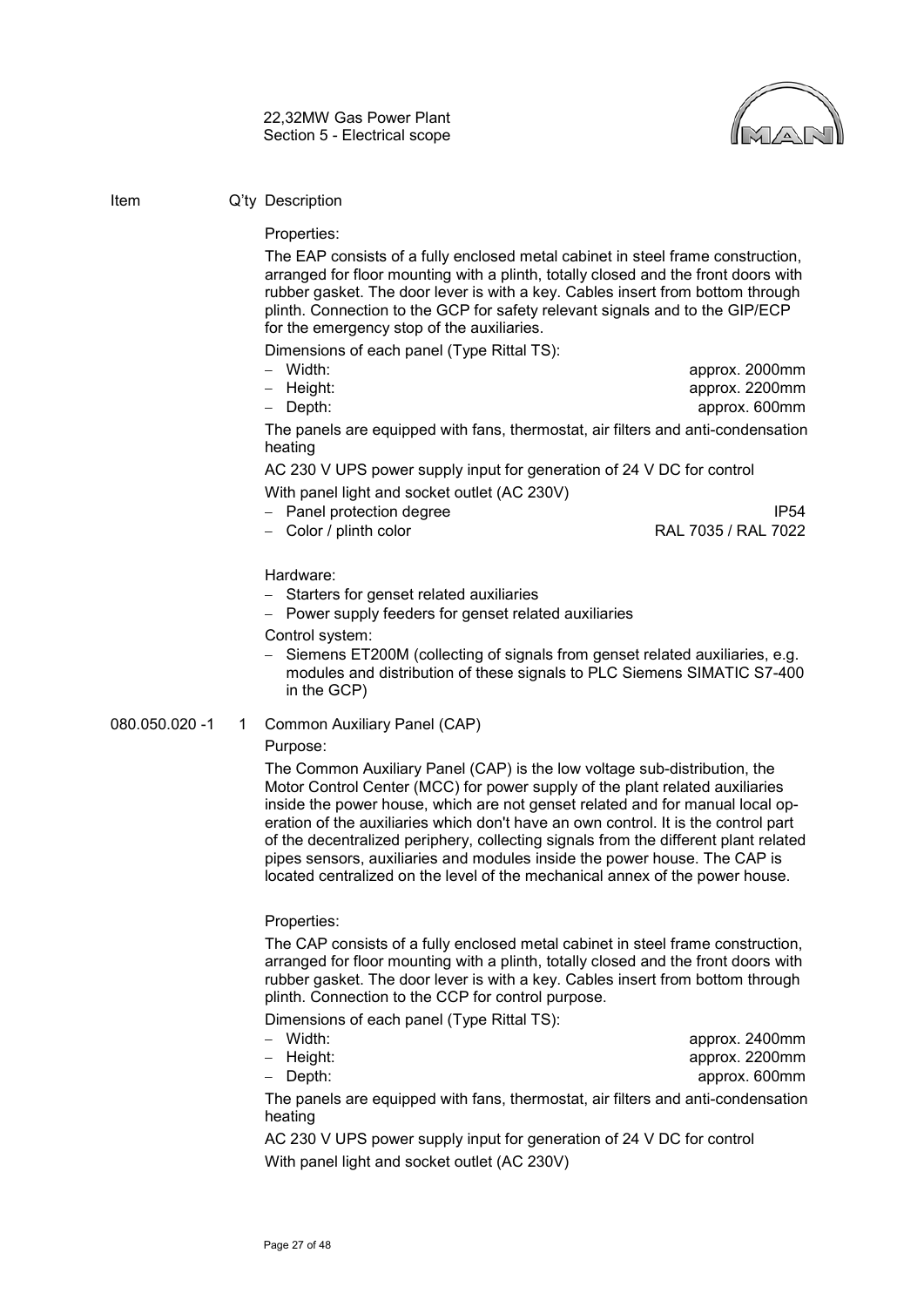| Item | Q'ty | Description |
|---|---|---|

Properties:

The EAP consists of a fully enclosed metal cabinet in steel frame construction, arranged for floor mounting with a plinth, totally closed and the front doors with rubber gasket. The door lever is with a key. Cables insert from bottom through plinth. Connection to the GCP for safety relevant signals and to the GIP/ECP for the emergency stop of the auxiliaries.

Dimensions of each panel (Type Rittal TS):

- Width: approx. 2000mm
- Height: approx. 2200mm
- Depth: approx. 600mm

The panels are equipped with fans, thermostat, air filters and anti-condensation heating

AC 230 V UPS power supply input for generation of 24 V DC for control

With panel light and socket outlet (AC 230V)

- Panel protection degree IP54
- Color / plinth color RAL 7035 / RAL 7022

Hardware:

- Starters for genset related auxiliaries
- Power supply feeders for genset related auxiliaries

Control system:

- Siemens ET200M (collecting of signals from genset related auxiliaries, e.g. modules and distribution of these signals to PLC Siemens SIMATIC S7-400 in the GCP)

**080.050.020 -1 | 1 | Common Auxiliary Panel (CAP)**

Purpose:

The Common Auxiliary Panel (CAP) is the low voltage sub-distribution, the Motor Control Center (MCC) for power supply of the plant related auxiliaries inside the power house, which are not genset related and for manual local operation of the auxiliaries which don't have an own control. It is the control part of the decentralized periphery, collecting signals from the different plant related pipes sensors, auxiliaries and modules inside the power house. The CAP is located centralized on the level of the mechanical annex of the power house.

Properties:

The CAP consists of a fully enclosed metal cabinet in steel frame construction, arranged for floor mounting with a plinth, totally closed and the front doors with rubber gasket. The door lever is with a key. Cables insert from bottom through plinth. Connection to the CCP for control purpose.

Dimensions of each panel (Type Rittal TS):

- Width: approx. 2400mm
- Height: approx. 2200mm
- Depth: approx. 600mm

The panels are equipped with fans, thermostat, air filters and anti-condensation heating

AC 230 V UPS power supply input for generation of 24 V DC for control

With panel light and socket outlet (AC 230V)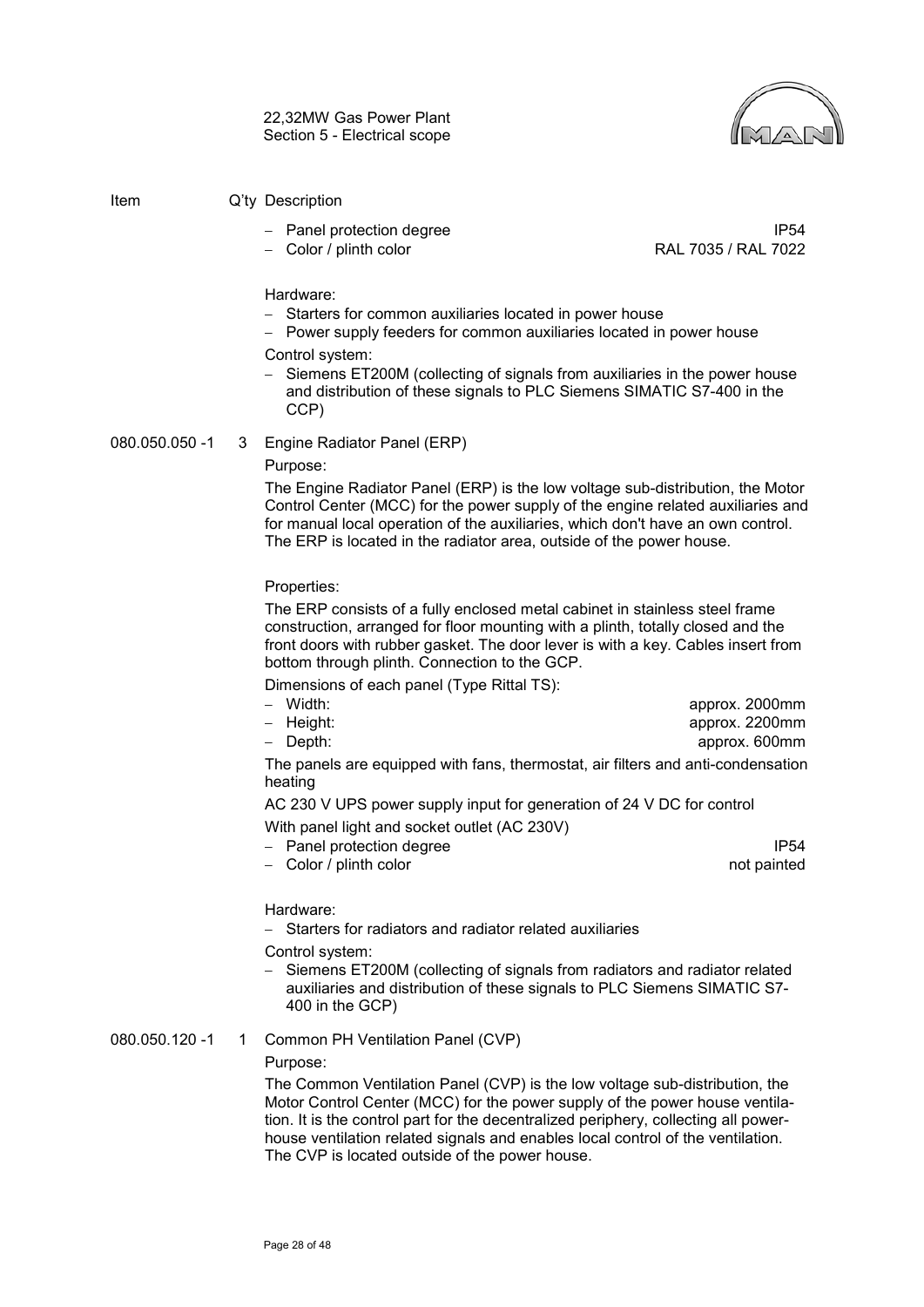| Item | Q'ty | Description |
|---|---|---|

- Panel protection degree: IP54
- Color / plinth color: RAL 7035 / RAL 7022

Hardware:

- Starters for common auxiliaries located in power house
- Power supply feeders for common auxiliaries located in power house

Control system:

- Siemens ET200M (collecting of signals from auxiliaries in the power house and distribution of these signals to PLC Siemens SIMATIC S7-400 in the CCP)

**080.050.050 -1 | 3 | Engine Radiator Panel (ERP)**

Purpose:

The Engine Radiator Panel (ERP) is the low voltage sub-distribution, the Motor Control Center (MCC) for the power supply of the engine related auxiliaries and for manual local operation of the auxiliaries, which don't have an own control. The ERP is located in the radiator area, outside of the power house.

Properties:

The ERP consists of a fully enclosed metal cabinet in stainless steel frame construction, arranged for floor mounting with a plinth, totally closed and the front doors with rubber gasket. The door lever is with a key. Cables insert from bottom through plinth. Connection to the GCP.

Dimensions of each panel (Type Rittal TS):

- Width: approx. 2000mm
- Height: approx. 2200mm
- Depth: approx. 600mm

The panels are equipped with fans, thermostat, air filters and anti-condensation heating

AC 230 V UPS power supply input for generation of 24 V DC for control

With panel light and socket outlet (AC 230V)

- Panel protection degree: IP54
- Color / plinth color: not painted

Hardware:

- Starters for radiators and radiator related auxiliaries

Control system:

- Siemens ET200M (collecting of signals from radiators and radiator related auxiliaries and distribution of these signals to PLC Siemens SIMATIC S7-400 in the GCP)

**080.050.120 -1 | 1 | Common PH Ventilation Panel (CVP)**

Purpose:

The Common Ventilation Panel (CVP) is the low voltage sub-distribution, the Motor Control Center (MCC) for the power supply of the power house ventilation. It is the control part for the decentralized periphery, collecting all powerhouse ventilation related signals and enables local control of the ventilation. The CVP is located outside of the power house.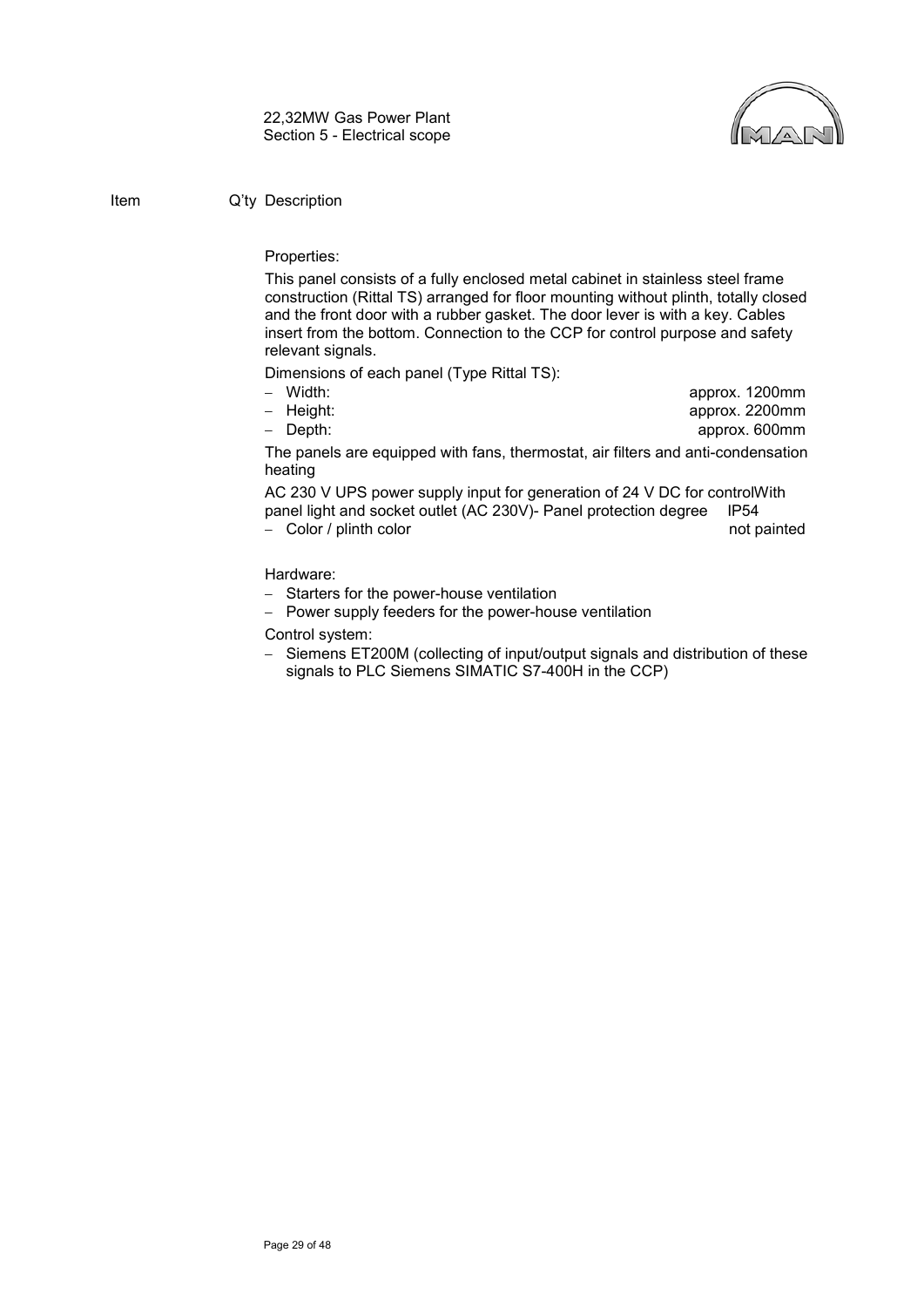Item Q'ty Description

Properties:

This panel consists of a fully enclosed metal cabinet in stainless steel frame construction (Rittal TS) arranged for floor mounting without plinth, totally closed and the front door with a rubber gasket. The door lever is with a key. Cables insert from the bottom. Connection to the CCP for control purpose and safety relevant signals.

Dimensions of each panel (Type Rittal TS):

- Width: approx. 1200mm
- Height: approx. 2200mm
- Depth: approx. 600mm

The panels are equipped with fans, thermostat, air filters and anti-condensation heating

AC 230 V UPS power supply input for generation of 24 V DC for controlWith panel light and socket outlet (AC 230V)- Panel protection degree IP54

- Color / plinth color not painted

Hardware:

- Starters for the power-house ventilation
- Power supply feeders for the power-house ventilation

Control system:

- Siemens ET200M (collecting of input/output signals and distribution of these signals to PLC Siemens SIMATIC S7-400H in the CCP)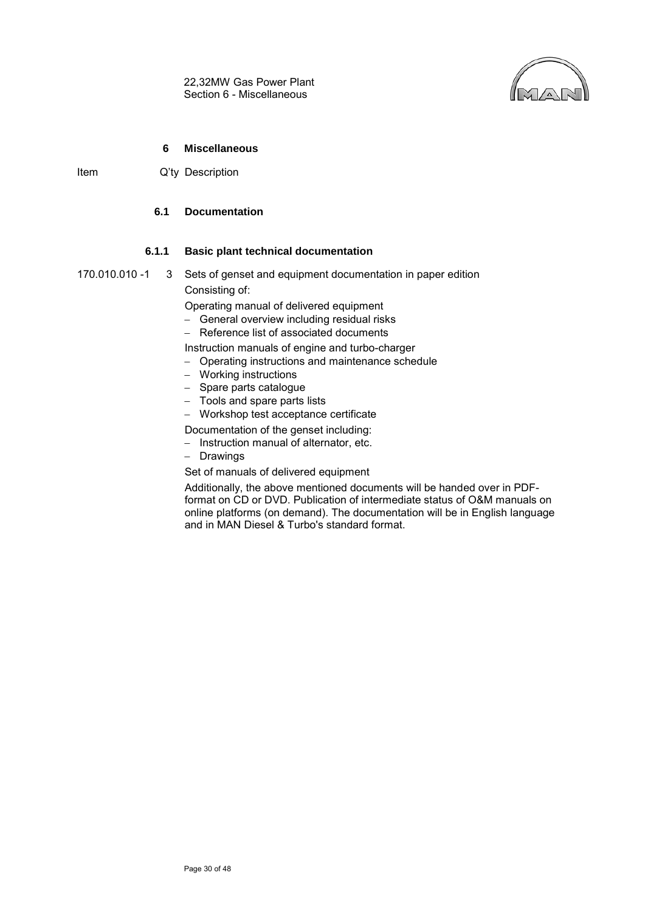# 6 Miscellaneous

| Item | Q'ty | Description |
|---|---|---|

## 6.1 Documentation

### 6.1.1 Basic plant technical documentation

170.010.010 -1 | 3 | Sets of genset and equipment documentation in paper edition

Consisting of:

Operating manual of delivered equipment

- General overview including residual risks
- Reference list of associated documents

Instruction manuals of engine and turbo-charger

- Operating instructions and maintenance schedule
- Working instructions
- Spare parts catalogue
- Tools and spare parts lists
- Workshop test acceptance certificate

Documentation of the genset including:

- Instruction manual of alternator, etc.
- Drawings

Set of manuals of delivered equipment

Additionally, the above mentioned documents will be handed over in PDF-format on CD or DVD. Publication of intermediate status of O&M manuals on online platforms (on demand). The documentation will be in English language and in MAN Diesel & Turbo's standard format.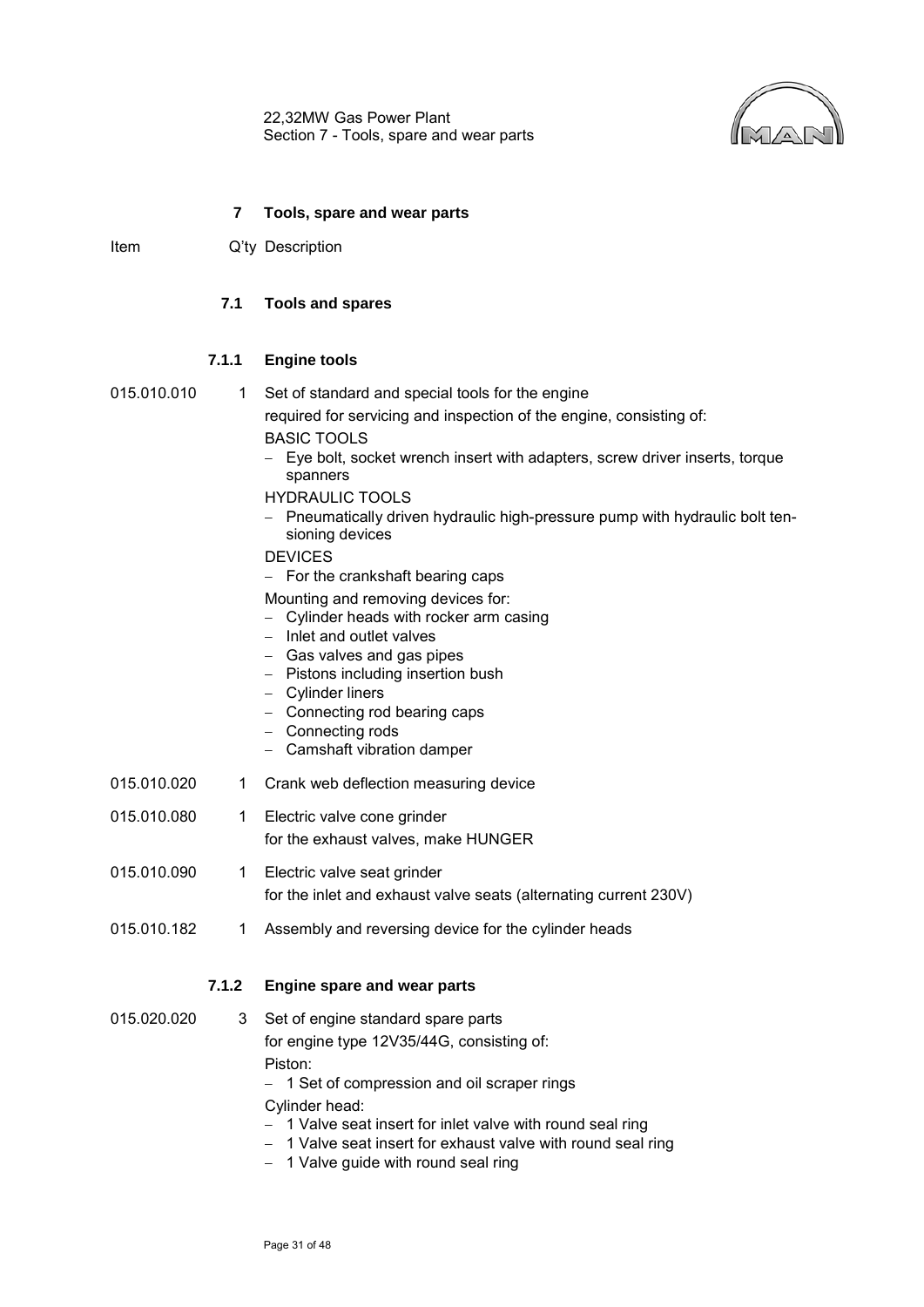## 7 Tools, spare and wear parts

Item | Q'ty | Description

### 7.1 Tools and spares

#### 7.1.1 Engine tools

015.010.010 | 1 | Set of standard and special tools for the engine

required for servicing and inspection of the engine, consisting of:

BASIC TOOLS

- Eye bolt, socket wrench insert with adapters, screw driver inserts, torque spanners

HYDRAULIC TOOLS

- Pneumatically driven hydraulic high-pressure pump with hydraulic bolt tensioning devices

DEVICES

- For the crankshaft bearing caps

Mounting and removing devices for:

- Cylinder heads with rocker arm casing
- Inlet and outlet valves
- Gas valves and gas pipes
- Pistons including insertion bush
- Cylinder liners
- Connecting rod bearing caps
- Connecting rods
- Camshaft vibration damper

015.010.020 | 1 | Crank web deflection measuring device

015.010.080 | 1 | Electric valve cone grinder

for the exhaust valves, make HUNGER

015.010.090 | 1 | Electric valve seat grinder

for the inlet and exhaust valve seats (alternating current 230V)

015.010.182 | 1 | Assembly and reversing device for the cylinder heads

#### 7.1.2 Engine spare and wear parts

015.020.020 | 3 | Set of engine standard spare parts

for engine type 12V35/44G, consisting of:

Piston:

- 1 Set of compression and oil scraper rings

Cylinder head:

- 1 Valve seat insert for inlet valve with round seal ring
- 1 Valve seat insert for exhaust valve with round seal ring
- 1 Valve guide with round seal ring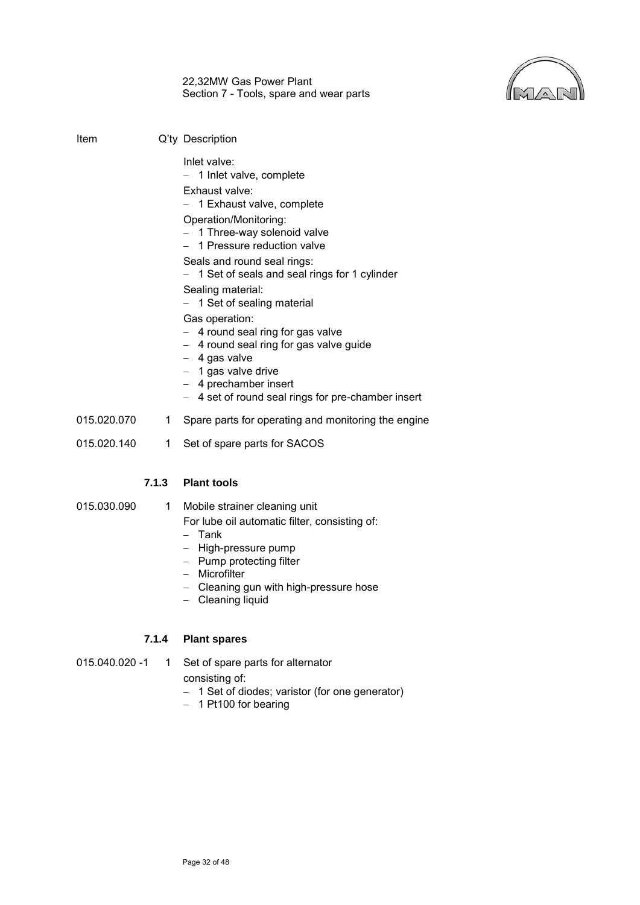| Item | Q'ty | Description |
|---|---|---|

Inlet valve:
- 1 Inlet valve, complete

Exhaust valve:
- 1 Exhaust valve, complete

Operation/Monitoring:
- 1 Three-way solenoid valve
- 1 Pressure reduction valve

Seals and round seal rings:
- 1 Set of seals and seal rings for 1 cylinder

Sealing material:
- 1 Set of sealing material

Gas operation:
- 4 round seal ring for gas valve
- 4 round seal ring for gas valve guide
- 4 gas valve
- 1 gas valve drive
- 4 prechamber insert
- 4 set of round seal rings for pre-chamber insert

015.020.070 1 Spare parts for operating and monitoring the engine

015.020.140 1 Set of spare parts for SACOS

### 7.1.3 Plant tools

015.030.090 1 Mobile strainer cleaning unit

For lube oil automatic filter, consisting of:
- Tank
- High-pressure pump
- Pump protecting filter
- Microfilter
- Cleaning gun with high-pressure hose
- Cleaning liquid

### 7.1.4 Plant spares

015.040.020 -1 1 Set of spare parts for alternator

consisting of:
- 1 Set of diodes; varistor (for one generator)
- 1 Pt100 for bearing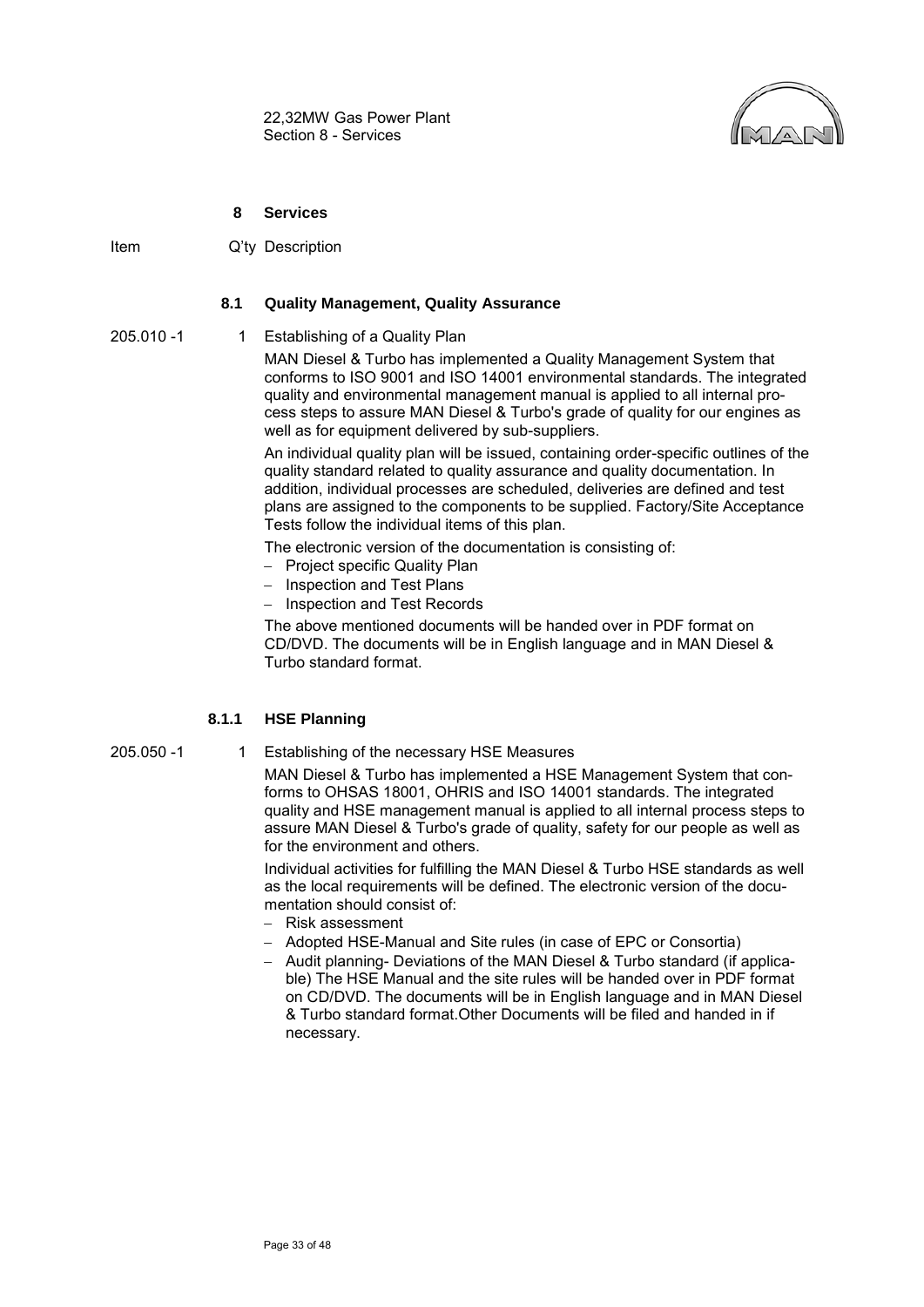## 8 Services

Item Q'ty Description

### 8.1 Quality Management, Quality Assurance

205.010 -1 1 Establishing of a Quality Plan

MAN Diesel & Turbo has implemented a Quality Management System that conforms to ISO 9001 and ISO 14001 environmental standards. The integrated quality and environmental management manual is applied to all internal process steps to assure MAN Diesel & Turbo's grade of quality for our engines as well as for equipment delivered by sub-suppliers.

An individual quality plan will be issued, containing order-specific outlines of the quality standard related to quality assurance and quality documentation. In addition, individual processes are scheduled, deliveries are defined and test plans are assigned to the components to be supplied. Factory/Site Acceptance Tests follow the individual items of this plan.

The electronic version of the documentation is consisting of:

- Project specific Quality Plan
- Inspection and Test Plans
- Inspection and Test Records

The above mentioned documents will be handed over in PDF format on CD/DVD. The documents will be in English language and in MAN Diesel & Turbo standard format.

#### 8.1.1 HSE Planning

205.050 -1 1 Establishing of the necessary HSE Measures

MAN Diesel & Turbo has implemented a HSE Management System that conforms to OHSAS 18001, OHRIS and ISO 14001 standards. The integrated quality and HSE management manual is applied to all internal process steps to assure MAN Diesel & Turbo's grade of quality, safety for our people as well as for the environment and others.

Individual activities for fulfilling the MAN Diesel & Turbo HSE standards as well as the local requirements will be defined. The electronic version of the documentation should consist of:

- Risk assessment
- Adopted HSE-Manual and Site rules (in case of EPC or Consortia)
- Audit planning- Deviations of the MAN Diesel & Turbo standard (if applicable) The HSE Manual and the site rules will be handed over in PDF format on CD/DVD. The documents will be in English language and in MAN Diesel & Turbo standard format.Other Documents will be filed and handed in if necessary.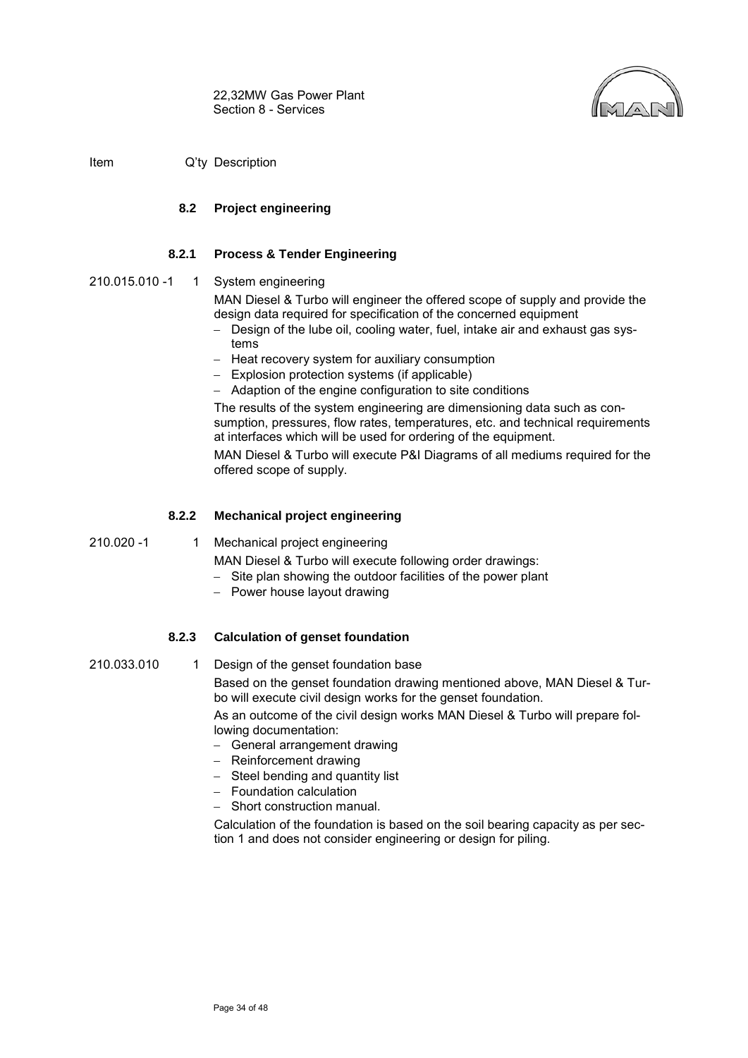| Item | Q'ty | Description |
|---|---|---|

## 8.2 Project engineering

### 8.2.1 Process & Tender Engineering

210.015.010 -1 | 1 | System engineering

MAN Diesel & Turbo will engineer the offered scope of supply and provide the design data required for specification of the concerned equipment

- Design of the lube oil, cooling water, fuel, intake air and exhaust gas systems
- Heat recovery system for auxiliary consumption
- Explosion protection systems (if applicable)
- Adaption of the engine configuration to site conditions

The results of the system engineering are dimensioning data such as consumption, pressures, flow rates, temperatures, etc. and technical requirements at interfaces which will be used for ordering of the equipment.

MAN Diesel & Turbo will execute P&I Diagrams of all mediums required for the offered scope of supply.

### 8.2.2 Mechanical project engineering

210.020 -1 | 1 | Mechanical project engineering

MAN Diesel & Turbo will execute following order drawings:

- Site plan showing the outdoor facilities of the power plant
- Power house layout drawing

### 8.2.3 Calculation of genset foundation

210.033.010 | 1 | Design of the genset foundation base

Based on the genset foundation drawing mentioned above, MAN Diesel & Turbo will execute civil design works for the genset foundation.

As an outcome of the civil design works MAN Diesel & Turbo will prepare following documentation:

- General arrangement drawing
- Reinforcement drawing
- Steel bending and quantity list
- Foundation calculation
- Short construction manual.

Calculation of the foundation is based on the soil bearing capacity as per section 1 and does not consider engineering or design for piling.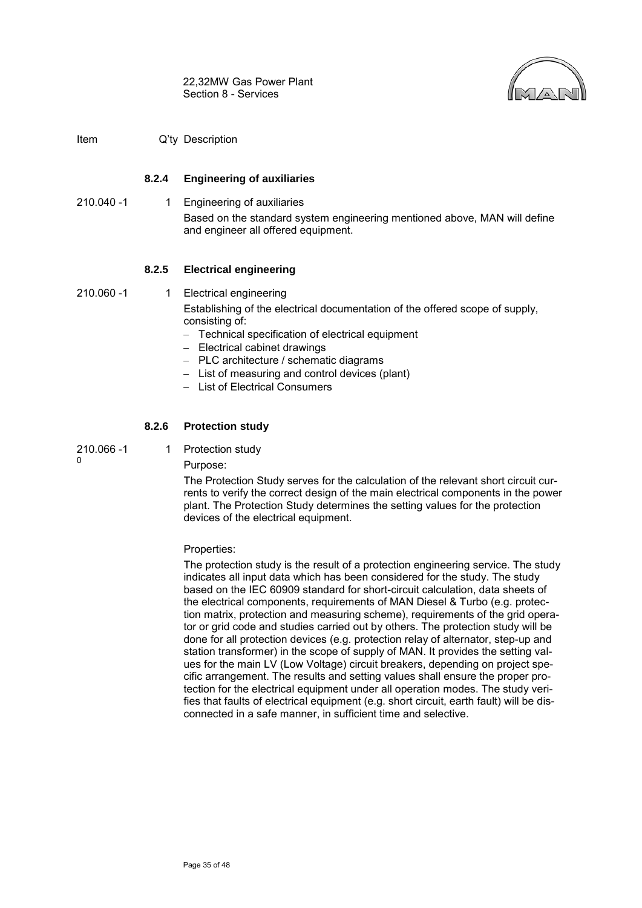| Item | Q'ty | Description |
|---|---|---|

### 8.2.4 Engineering of auxiliaries

210.040 -1 &nbsp;&nbsp; 1 &nbsp;&nbsp; Engineering of auxiliaries

Based on the standard system engineering mentioned above, MAN will define and engineer all offered equipment.

### 8.2.5 Electrical engineering

210.060 -1 &nbsp;&nbsp; 1 &nbsp;&nbsp; Electrical engineering

Establishing of the electrical documentation of the offered scope of supply, consisting of:

- Technical specification of electrical equipment
- Electrical cabinet drawings
- PLC architecture / schematic diagrams
- List of measuring and control devices (plant)
- List of Electrical Consumers

### 8.2.6 Protection study

210.066 -1 0 &nbsp;&nbsp; 1 &nbsp;&nbsp; Protection study

Purpose:

The Protection Study serves for the calculation of the relevant short circuit currents to verify the correct design of the main electrical components in the power plant. The Protection Study determines the setting values for the protection devices of the electrical equipment.

Properties:

The protection study is the result of a protection engineering service. The study indicates all input data which has been considered for the study. The study based on the IEC 60909 standard for short-circuit calculation, data sheets of the electrical components, requirements of MAN Diesel & Turbo (e.g. protection matrix, protection and measuring scheme), requirements of the grid operator or grid code and studies carried out by others. The protection study will be done for all protection devices (e.g. protection relay of alternator, step-up and station transformer) in the scope of supply of MAN. It provides the setting values for the main LV (Low Voltage) circuit breakers, depending on project specific arrangement. The results and setting values shall ensure the proper protection for the electrical equipment under all operation modes. The study verifies that faults of electrical equipment (e.g. short circuit, earth fault) will be disconnected in a safe manner, in sufficient time and selective.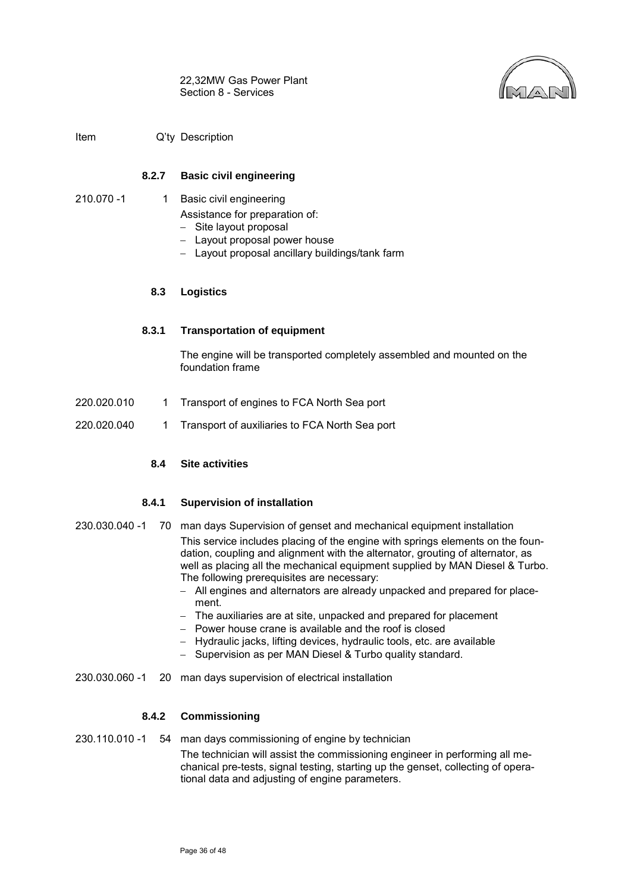| Item | Q'ty | Description |
|---|---|---|

### 8.2.7 Basic civil engineering

210.070 -1 &nbsp;&nbsp; 1 &nbsp;&nbsp; Basic civil engineering

Assistance for preparation of:

- Site layout proposal
- Layout proposal power house
- Layout proposal ancillary buildings/tank farm

## 8.3 Logistics

### 8.3.1 Transportation of equipment

The engine will be transported completely assembled and mounted on the foundation frame

220.020.010 &nbsp;&nbsp; 1 &nbsp;&nbsp; Transport of engines to FCA North Sea port

220.020.040 &nbsp;&nbsp; 1 &nbsp;&nbsp; Transport of auxiliaries to FCA North Sea port

## 8.4 Site activities

### 8.4.1 Supervision of installation

230.030.040 -1 &nbsp;&nbsp; 70 &nbsp;&nbsp; man days Supervision of genset and mechanical equipment installation

This service includes placing of the engine with springs elements on the foundation, coupling and alignment with the alternator, grouting of alternator, as well as placing all the mechanical equipment supplied by MAN Diesel & Turbo. The following prerequisites are necessary:

- All engines and alternators are already unpacked and prepared for placement.
- The auxiliaries are at site, unpacked and prepared for placement
- Power house crane is available and the roof is closed
- Hydraulic jacks, lifting devices, hydraulic tools, etc. are available
- Supervision as per MAN Diesel & Turbo quality standard.

230.030.060 -1 &nbsp;&nbsp; 20 &nbsp;&nbsp; man days supervision of electrical installation

### 8.4.2 Commissioning

230.110.010 -1 &nbsp;&nbsp; 54 &nbsp;&nbsp; man days commissioning of engine by technician

The technician will assist the commissioning engineer in performing all mechanical pre-tests, signal testing, starting up the genset, collecting of operational data and adjusting of engine parameters.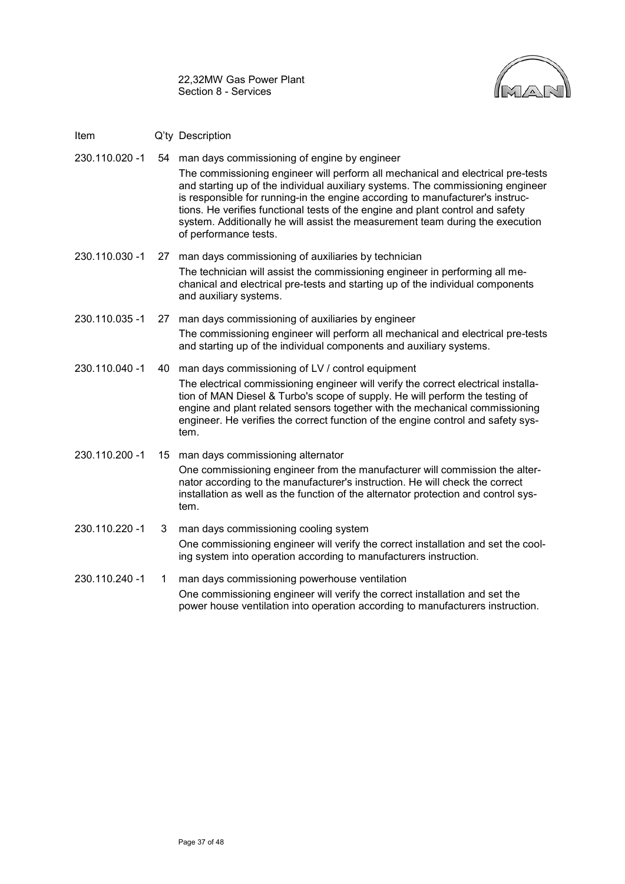| Item | Q'ty | Description |
|---|---|---|
| 230.110.020 -1 | 54 | man days commissioning of engine by engineer<br>The commissioning engineer will perform all mechanical and electrical pre-tests and starting up of the individual auxiliary systems. The commissioning engineer is responsible for running-in the engine according to manufacturer's instructions. He verifies functional tests of the engine and plant control and safety system. Additionally he will assist the measurement team during the execution of performance tests. |
| 230.110.030 -1 | 27 | man days commissioning of auxiliaries by technician<br>The technician will assist the commissioning engineer in performing all mechanical and electrical pre-tests and starting up of the individual components and auxiliary systems. |
| 230.110.035 -1 | 27 | man days commissioning of auxiliaries by engineer<br>The commissioning engineer will perform all mechanical and electrical pre-tests and starting up of the individual components and auxiliary systems. |
| 230.110.040 -1 | 40 | man days commissioning of LV / control equipment<br>The electrical commissioning engineer will verify the correct electrical installation of MAN Diesel & Turbo's scope of supply. He will perform the testing of engine and plant related sensors together with the mechanical commissioning engineer. He verifies the correct function of the engine control and safety system. |
| 230.110.200 -1 | 15 | man days commissioning alternator<br>One commissioning engineer from the manufacturer will commission the alternator according to the manufacturer's instruction. He will check the correct installation as well as the function of the alternator protection and control system. |
| 230.110.220 -1 | 3 | man days commissioning cooling system<br>One commissioning engineer will verify the correct installation and set the cooling system into operation according to manufacturers instruction. |
| 230.110.240 -1 | 1 | man days commissioning powerhouse ventilation<br>One commissioning engineer will verify the correct installation and set the power house ventilation into operation according to manufacturers instruction. |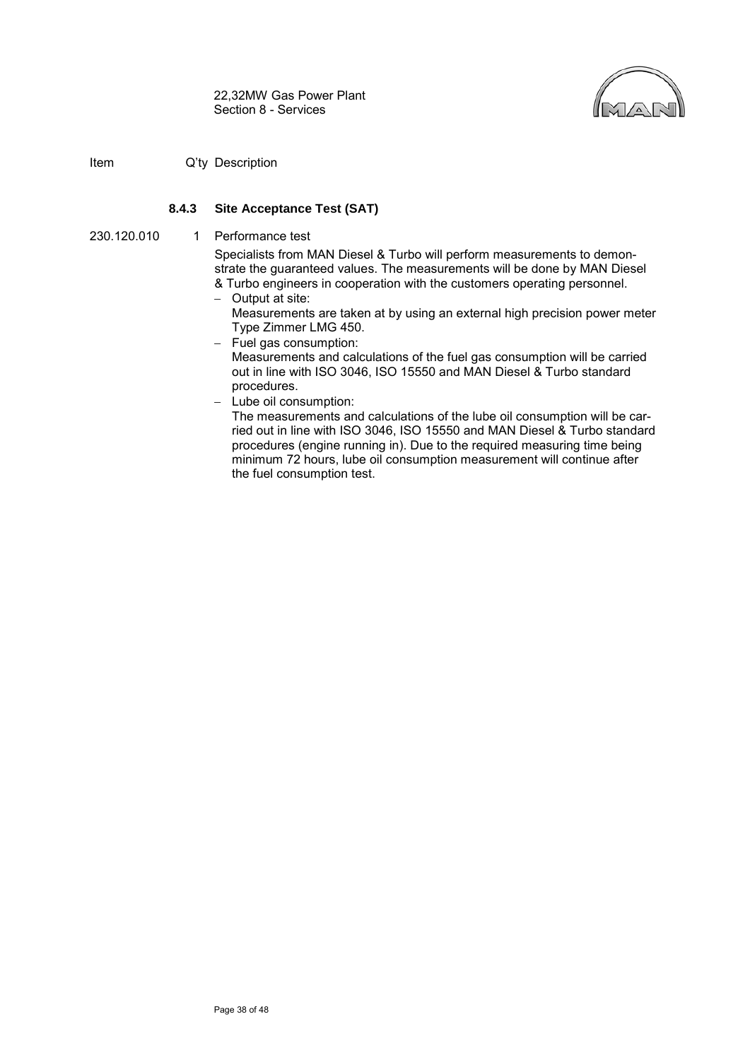| Item | Q'ty | Description |
|---|---|---|

### 8.4.3 Site Acceptance Test (SAT)

230.120.010 &nbsp;&nbsp; 1 &nbsp;&nbsp; Performance test

Specialists from MAN Diesel & Turbo will perform measurements to demonstrate the guaranteed values. The measurements will be done by MAN Diesel & Turbo engineers in cooperation with the customers operating personnel.

- Output at site:
  Measurements are taken at by using an external high precision power meter Type Zimmer LMG 450.
- Fuel gas consumption:
  Measurements and calculations of the fuel gas consumption will be carried out in line with ISO 3046, ISO 15550 and MAN Diesel & Turbo standard procedures.
- Lube oil consumption:
  The measurements and calculations of the lube oil consumption will be carried out in line with ISO 3046, ISO 15550 and MAN Diesel & Turbo standard procedures (engine running in). Due to the required measuring time being minimum 72 hours, lube oil consumption measurement will continue after the fuel consumption test.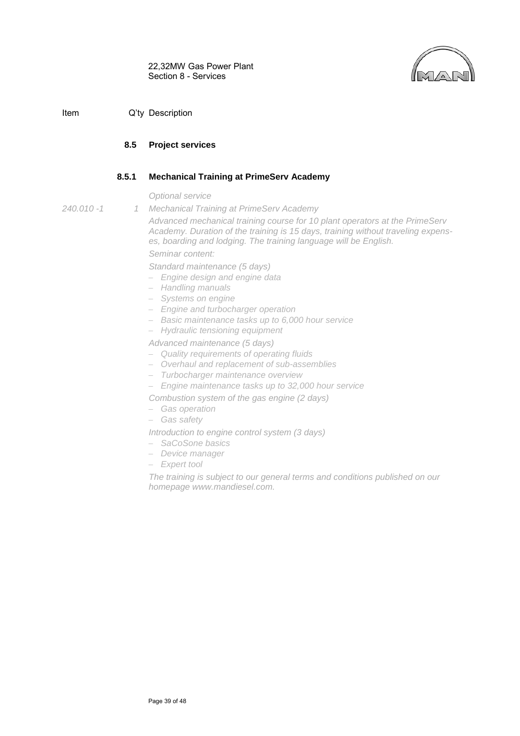| Item | Q'ty | Description |
|---|---|---|

### 8.5 Project services

#### 8.5.1 Mechanical Training at PrimeServ Academy

*Optional service*

| | | |
|---|---|---|
| *240.010 -1* | *1* | *Mechanical Training at PrimeServ Academy* |

*Advanced mechanical training course for 10 plant operators at the PrimeServ Academy. Duration of the training is 15 days, training without traveling expenses, boarding and lodging. The training language will be English.*

*Seminar content:*

*Standard maintenance (5 days)*

- *Engine design and engine data*
- *Handling manuals*
- *Systems on engine*
- *Engine and turbocharger operation*
- *Basic maintenance tasks up to 6,000 hour service*
- *Hydraulic tensioning equipment*

*Advanced maintenance (5 days)*

- *Quality requirements of operating fluids*
- *Overhaul and replacement of sub-assemblies*
- *Turbocharger maintenance overview*
- *Engine maintenance tasks up to 32,000 hour service*

*Combustion system of the gas engine (2 days)*

- *Gas operation*
- *Gas safety*

*Introduction to engine control system (3 days)*

- *SaCoSone basics*
- *Device manager*
- *Expert tool*

*The training is subject to our general terms and conditions published on our homepage www.mandiesel.com.*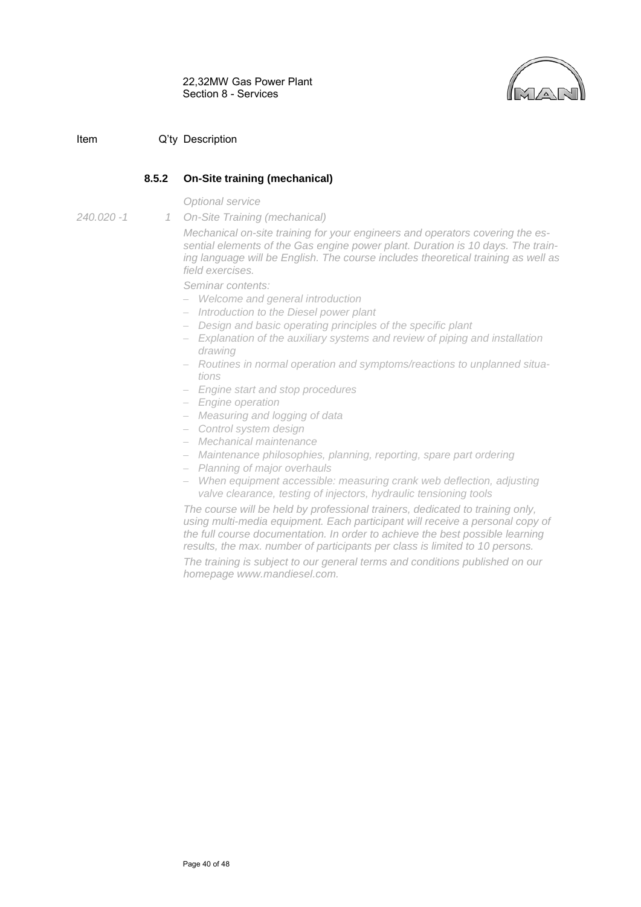Item Q'ty Description

### 8.5.2 On-Site training (mechanical)

*Optional service*

*240.020 -1* *1* *On-Site Training (mechanical)*

*Mechanical on-site training for your engineers and operators covering the essential elements of the Gas engine power plant. Duration is 10 days. The training language will be English. The course includes theoretical training as well as field exercises.*

*Seminar contents:*

- *Welcome and general introduction*
- *Introduction to the Diesel power plant*
- *Design and basic operating principles of the specific plant*
- *Explanation of the auxiliary systems and review of piping and installation drawing*
- *Routines in normal operation and symptoms/reactions to unplanned situations*
- *Engine start and stop procedures*
- *Engine operation*
- *Measuring and logging of data*
- *Control system design*
- *Mechanical maintenance*
- *Maintenance philosophies, planning, reporting, spare part ordering*
- *Planning of major overhauls*
- *When equipment accessible: measuring crank web deflection, adjusting valve clearance, testing of injectors, hydraulic tensioning tools*

*The course will be held by professional trainers, dedicated to training only, using multi-media equipment. Each participant will receive a personal copy of the full course documentation. In order to achieve the best possible learning results, the max. number of participants per class is limited to 10 persons.*

*The training is subject to our general terms and conditions published on our homepage www.mandiesel.com.*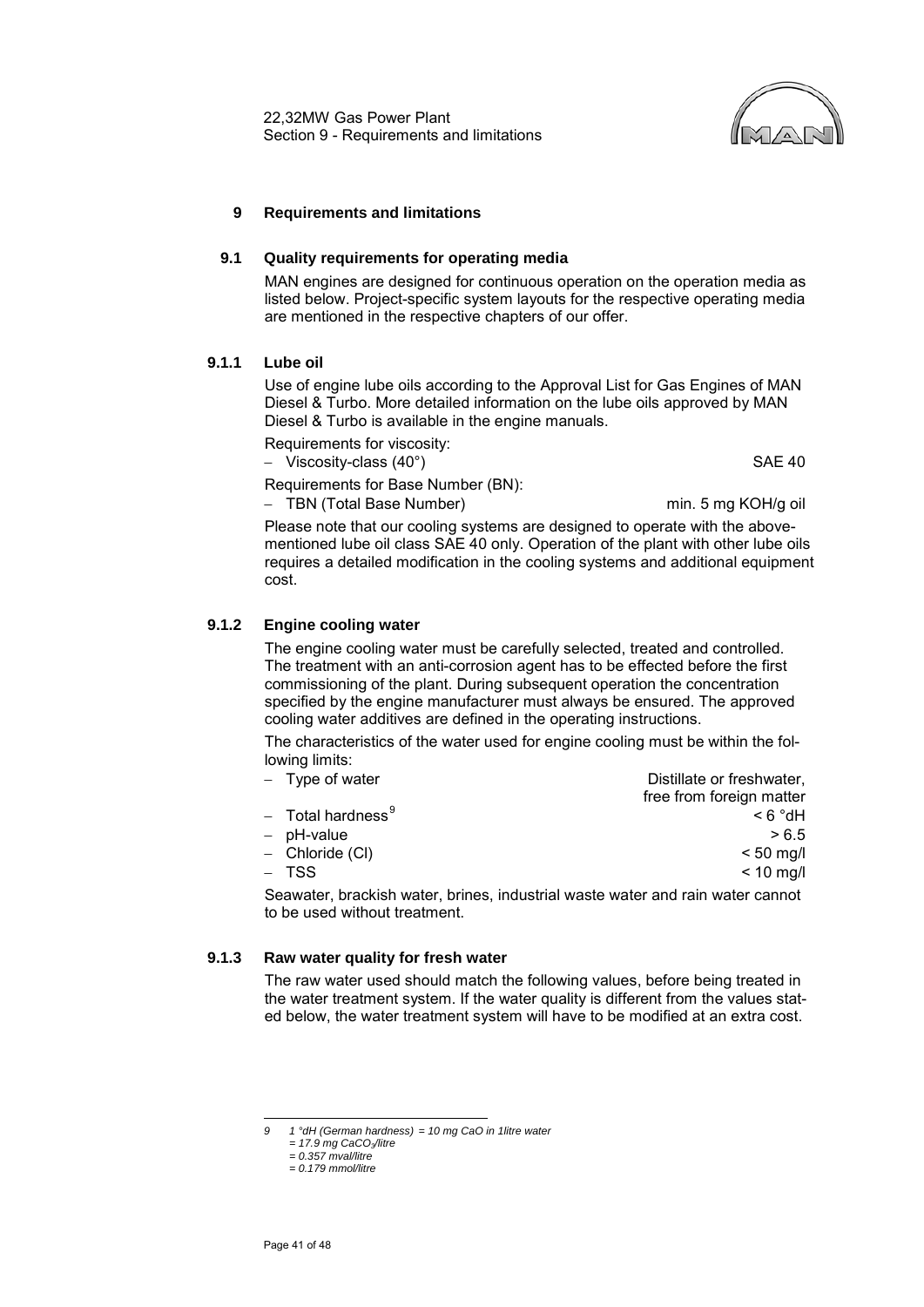# 9 Requirements and limitations

## 9.1 Quality requirements for operating media

MAN engines are designed for continuous operation on the operation media as listed below. Project-specific system layouts for the respective operating media are mentioned in the respective chapters of our offer.

### 9.1.1 Lube oil

Use of engine lube oils according to the Approval List for Gas Engines of MAN Diesel & Turbo. More detailed information on the lube oils approved by MAN Diesel & Turbo is available in the engine manuals.

Requirements for viscosity:

- Viscosity-class (40°) SAE 40

Requirements for Base Number (BN):

- TBN (Total Base Number) min. 5 mg KOH/g oil

Please note that our cooling systems are designed to operate with the above-mentioned lube oil class SAE 40 only. Operation of the plant with other lube oils requires a detailed modification in the cooling systems and additional equipment cost.

### 9.1.2 Engine cooling water

The engine cooling water must be carefully selected, treated and controlled. The treatment with an anti-corrosion agent has to be effected before the first commissioning of the plant. During subsequent operation the concentration specified by the engine manufacturer must always be ensured. The approved cooling water additives are defined in the operating instructions.

The characteristics of the water used for engine cooling must be within the following limits:

- Type of water: Distillate or freshwater, free from foreign matter
- Total hardness[9]: < 6 °dH
- pH-value: > 6.5
- Chloride (Cl): < 50 mg/l
- TSS: < 10 mg/l

Seawater, brackish water, brines, industrial waste water and rain water cannot to be used without treatment.

### 9.1.3 Raw water quality for fresh water

The raw water used should match the following values, before being treated in the water treatment system. If the water quality is different from the values stated below, the water treatment system will have to be modified at an extra cost.

---

*9 1 °dH (German hardness) = 10 mg CaO in 1litre water*
*= 17.9 mg $CaCO_3$/litre*
*= 0.357 mval/litre*
*= 0.179 mmol/litre*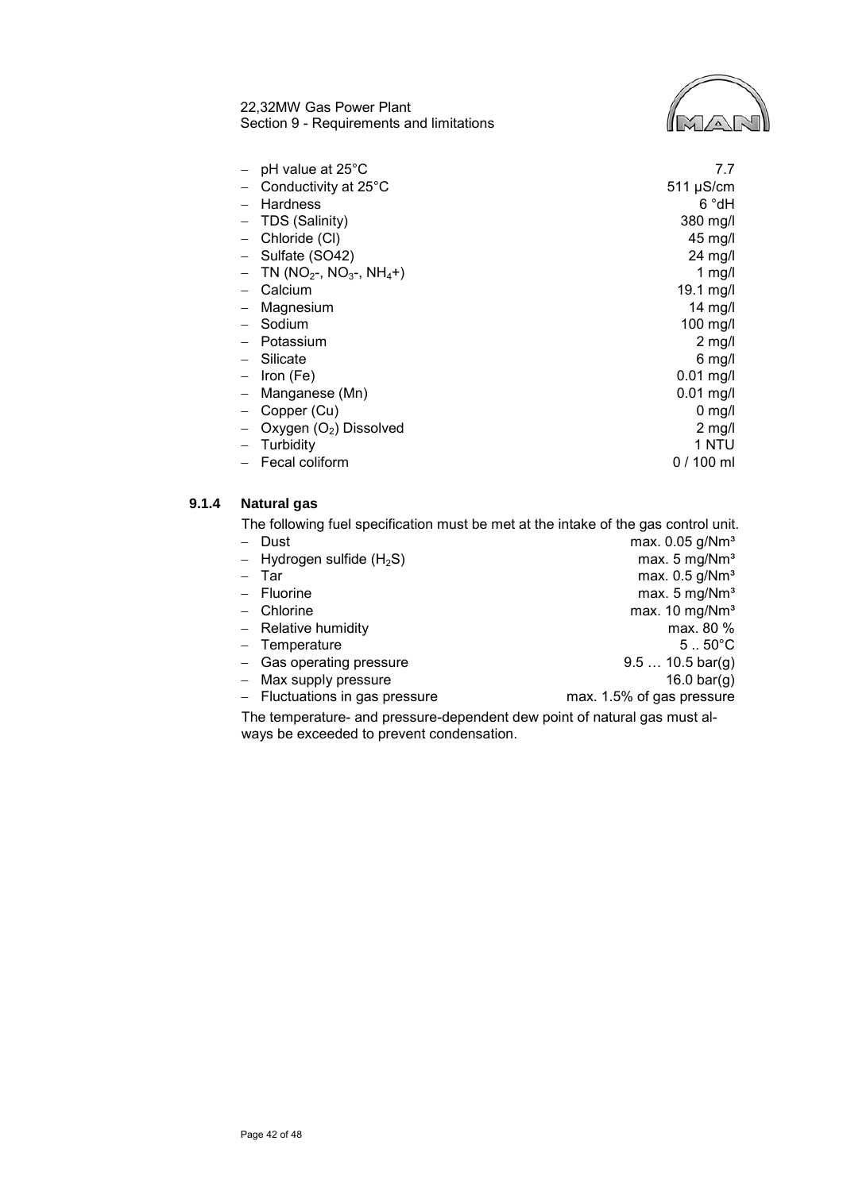- pH value at 25°C 7.7
- Conductivity at 25°C 511 µS/cm
- Hardness 6 °dH
- TDS (Salinity) 380 mg/l
- Chloride (Cl) 45 mg/l
- Sulfate (SO42) 24 mg/l
- TN ($NO_2$-, $NO_3$-, $NH_4$+) 1 mg/l
- Calcium 19.1 mg/l
- Magnesium 14 mg/l
- Sodium 100 mg/l
- Potassium 2 mg/l
- Silicate 6 mg/l
- Iron (Fe) 0.01 mg/l
- Manganese (Mn) 0.01 mg/l
- Copper (Cu) 0 mg/l
- Oxygen ($O_2$) Dissolved 2 mg/l
- Turbidity 1 NTU
- Fecal coliform 0 / 100 ml

### 9.1.4 Natural gas

The following fuel specification must be met at the intake of the gas control unit.

- Dust max. 0.05 g/Nm³
- Hydrogen sulfide ($H_2S$) max. 5 mg/Nm³
- Tar max. 0.5 g/Nm³
- Fluorine max. 5 mg/Nm³
- Chlorine max. 10 mg/Nm³
- Relative humidity max. 80 %
- Temperature 5 .. 50°C
- Gas operating pressure 9.5 … 10.5 bar(g)
- Max supply pressure 16.0 bar(g)
- Fluctuations in gas pressure max. 1.5% of gas pressure

The temperature- and pressure-dependent dew point of natural gas must always be exceeded to prevent condensation.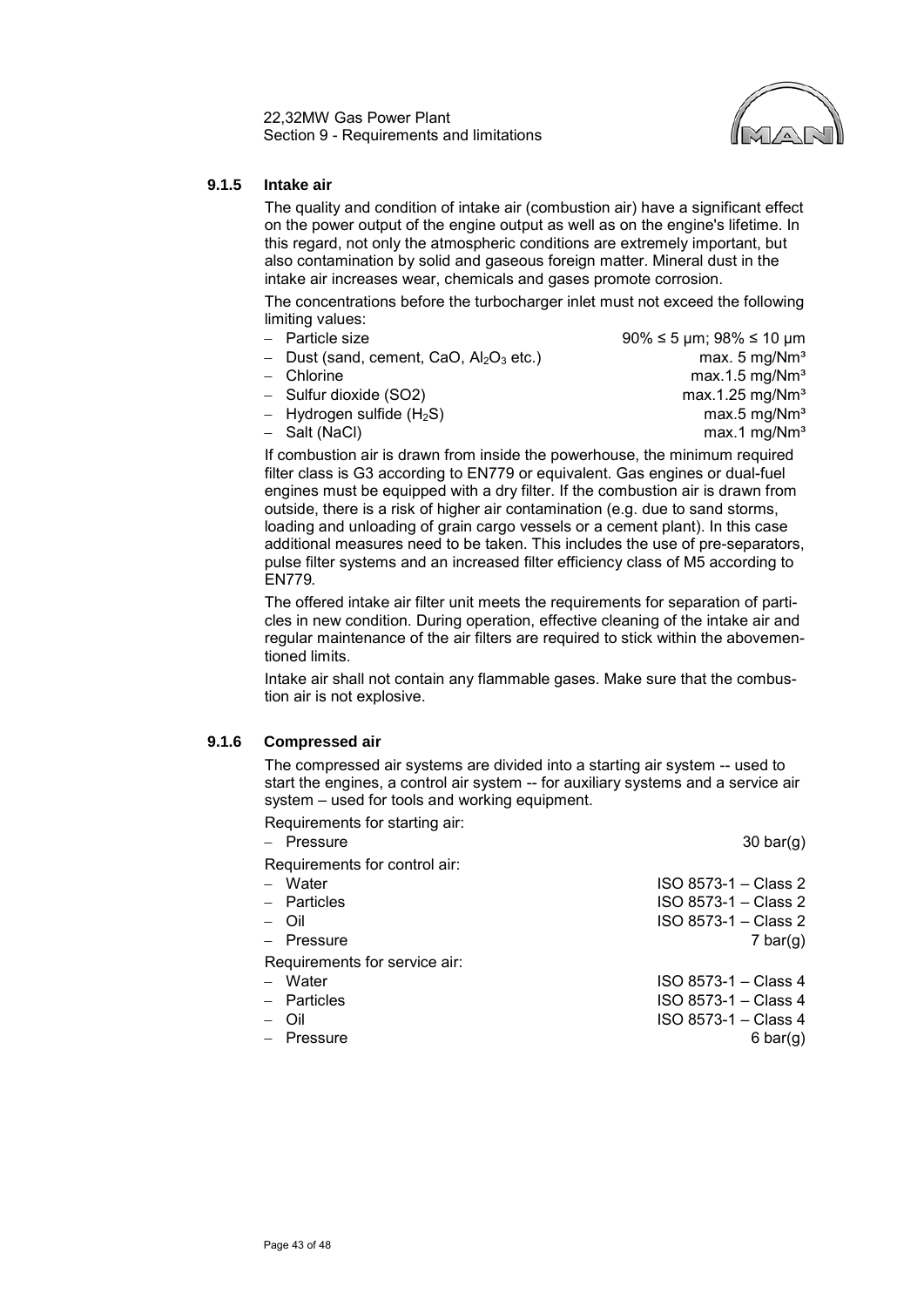### 9.1.5 Intake air

The quality and condition of intake air (combustion air) have a significant effect on the power output of the engine output as well as on the engine's lifetime. In this regard, not only the atmospheric conditions are extremely important, but also contamination by solid and gaseous foreign matter. Mineral dust in the intake air increases wear, chemicals and gases promote corrosion.

The concentrations before the turbocharger inlet must not exceed the following limiting values:

| | |
|---|---|
| – Particle size | 90% ≤ 5 µm; 98% ≤ 10 µm |
| – Dust (sand, cement, CaO, $Al_2O_3$ etc.) | max. 5 mg/Nm³ |
| – Chlorine | max.1.5 mg/Nm³ |
| – Sulfur dioxide (SO2) | max.1.25 mg/Nm³ |
| – Hydrogen sulfide ($H_2S$) | max.5 mg/Nm³ |
| – Salt (NaCl) | max.1 mg/Nm³ |

If combustion air is drawn from inside the powerhouse, the minimum required filter class is G3 according to EN779 or equivalent. Gas engines or dual-fuel engines must be equipped with a dry filter. If the combustion air is drawn from outside, there is a risk of higher air contamination (e.g. due to sand storms, loading and unloading of grain cargo vessels or a cement plant). In this case additional measures need to be taken. This includes the use of pre-separators, pulse filter systems and an increased filter efficiency class of M5 according to EN779.

The offered intake air filter unit meets the requirements for separation of particles in new condition. During operation, effective cleaning of the intake air and regular maintenance of the air filters are required to stick within the abovementioned limits.

Intake air shall not contain any flammable gases. Make sure that the combustion air is not explosive.

### 9.1.6 Compressed air

The compressed air systems are divided into a starting air system -- used to start the engines, a control air system -- for auxiliary systems and a service air system – used for tools and working equipment.

Requirements for starting air:

| | |
|---|---|
| – Pressure | 30 bar(g) |

Requirements for control air:

| | |
|---|---|
| – Water | ISO 8573-1 – Class 2 |
| – Particles | ISO 8573-1 – Class 2 |
| – Oil | ISO 8573-1 – Class 2 |
| – Pressure | 7 bar(g) |

Requirements for service air:

| | |
|---|---|
| – Water | ISO 8573-1 – Class 4 |
| – Particles | ISO 8573-1 – Class 4 |
| – Oil | ISO 8573-1 – Class 4 |
| – Pressure | 6 bar(g) |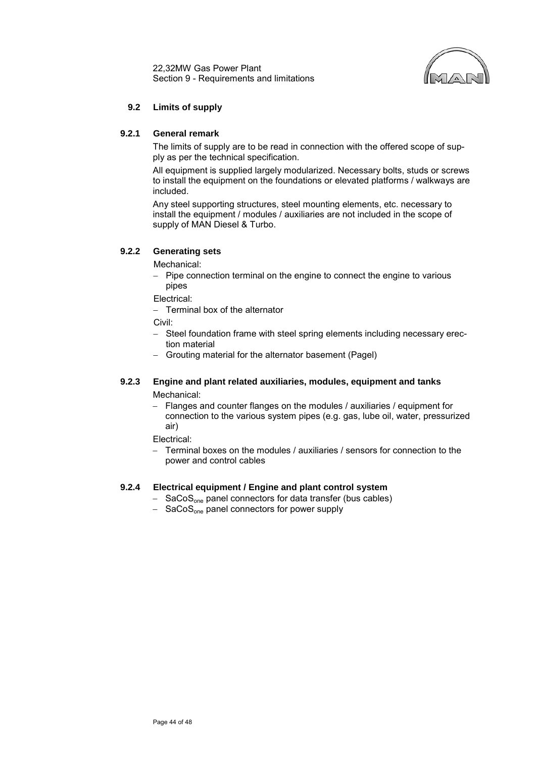## 9.2 Limits of supply

### 9.2.1 General remark

The limits of supply are to be read in connection with the offered scope of supply as per the technical specification.

All equipment is supplied largely modularized. Necessary bolts, studs or screws to install the equipment on the foundations or elevated platforms / walkways are included.

Any steel supporting structures, steel mounting elements, etc. necessary to install the equipment / modules / auxiliaries are not included in the scope of supply of MAN Diesel & Turbo.

### 9.2.2 Generating sets

Mechanical:

- Pipe connection terminal on the engine to connect the engine to various pipes

Electrical:

- Terminal box of the alternator

Civil:

- Steel foundation frame with steel spring elements including necessary erection material
- Grouting material for the alternator basement (Pagel)

### 9.2.3 Engine and plant related auxiliaries, modules, equipment and tanks

Mechanical:

- Flanges and counter flanges on the modules / auxiliaries / equipment for connection to the various system pipes (e.g. gas, lube oil, water, pressurized air)

Electrical:

- Terminal boxes on the modules / auxiliaries / sensors for connection to the power and control cables

### 9.2.4 Electrical equipment / Engine and plant control system

- $SaCoS_{one}$ panel connectors for data transfer (bus cables)
- $SaCoS_{one}$ panel connectors for power supply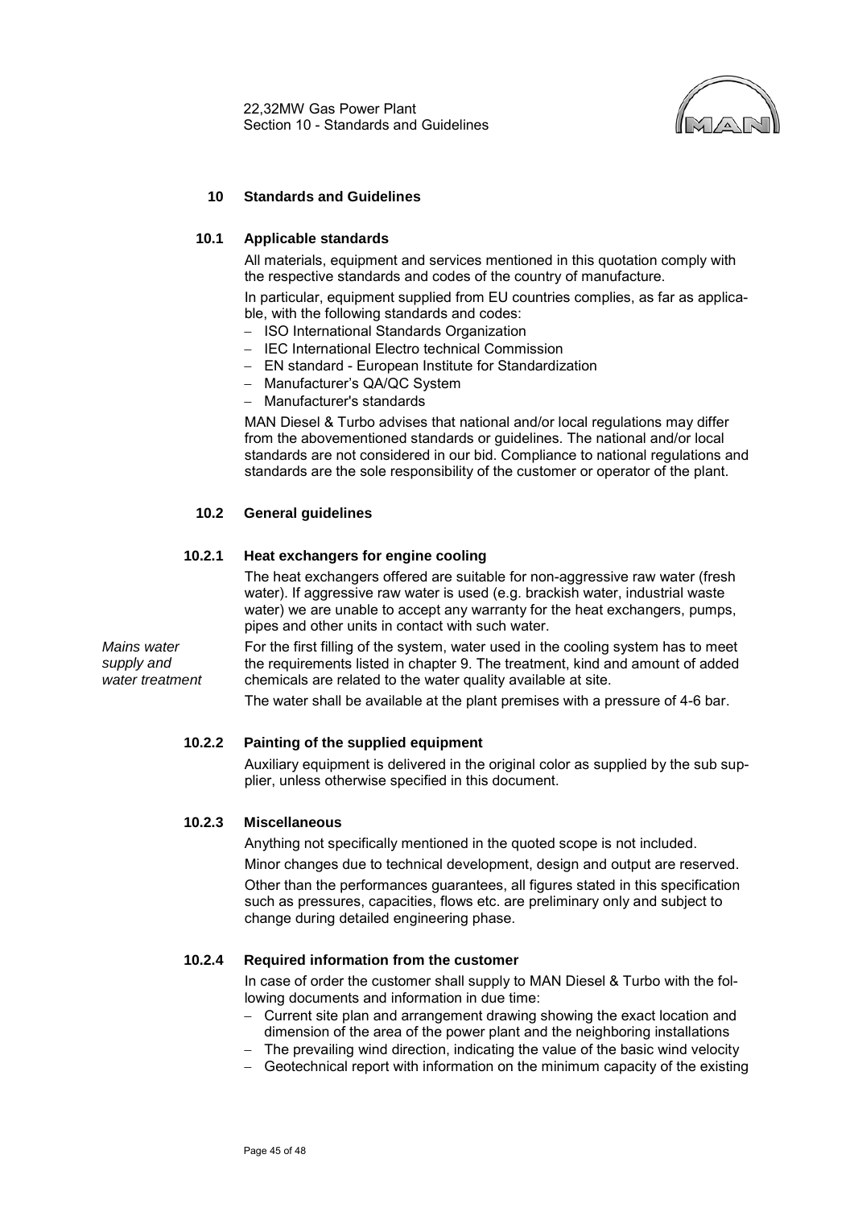# 10 Standards and Guidelines

## 10.1 Applicable standards

All materials, equipment and services mentioned in this quotation comply with the respective standards and codes of the country of manufacture.

In particular, equipment supplied from EU countries complies, as far as applicable, with the following standards and codes:

- ISO International Standards Organization
- IEC International Electro technical Commission
- EN standard - European Institute for Standardization
- Manufacturer's QA/QC System
- Manufacturer's standards

MAN Diesel & Turbo advises that national and/or local regulations may differ from the abovementioned standards or guidelines. The national and/or local standards are not considered in our bid. Compliance to national regulations and standards are the sole responsibility of the customer or operator of the plant.

## 10.2 General guidelines

### 10.2.1 Heat exchangers for engine cooling

The heat exchangers offered are suitable for non-aggressive raw water (fresh water). If aggressive raw water is used (e.g. brackish water, industrial waste water) we are unable to accept any warranty for the heat exchangers, pumps, pipes and other units in contact with such water.

*Mains water supply and water treatment*

For the first filling of the system, water used in the cooling system has to meet the requirements listed in chapter 9. The treatment, kind and amount of added chemicals are related to the water quality available at site.

The water shall be available at the plant premises with a pressure of 4-6 bar.

### 10.2.2 Painting of the supplied equipment

Auxiliary equipment is delivered in the original color as supplied by the sub supplier, unless otherwise specified in this document.

### 10.2.3 Miscellaneous

Anything not specifically mentioned in the quoted scope is not included.

Minor changes due to technical development, design and output are reserved.

Other than the performances guarantees, all figures stated in this specification such as pressures, capacities, flows etc. are preliminary only and subject to change during detailed engineering phase.

### 10.2.4 Required information from the customer

In case of order the customer shall supply to MAN Diesel & Turbo with the following documents and information in due time:

- Current site plan and arrangement drawing showing the exact location and dimension of the area of the power plant and the neighboring installations
- The prevailing wind direction, indicating the value of the basic wind velocity
- Geotechnical report with information on the minimum capacity of the existing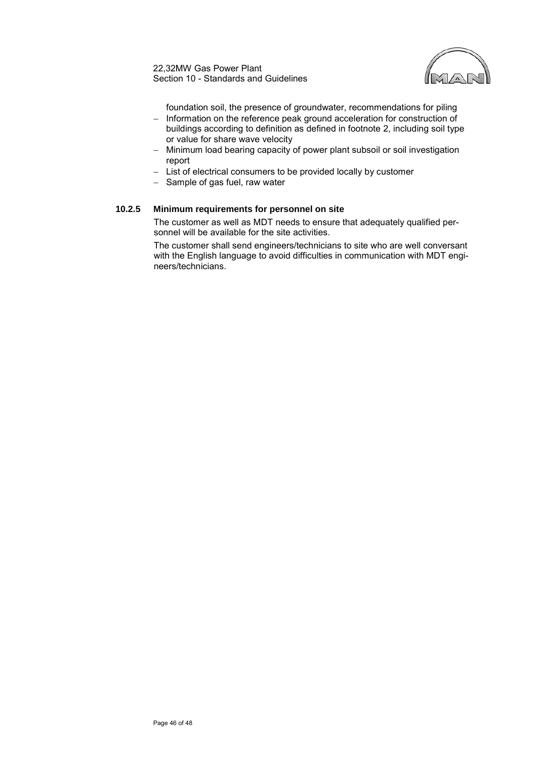foundation soil, the presence of groundwater, recommendations for piling

- Information on the reference peak ground acceleration for construction of buildings according to definition as defined in footnote 2, including soil type or value for share wave velocity
- Minimum load bearing capacity of power plant subsoil or soil investigation report
- List of electrical consumers to be provided locally by customer
- Sample of gas fuel, raw water

### 10.2.5 Minimum requirements for personnel on site

The customer as well as MDT needs to ensure that adequately qualified personnel will be available for the site activities.

The customer shall send engineers/technicians to site who are well conversant with the English language to avoid difficulties in communication with MDT engineers/technicians.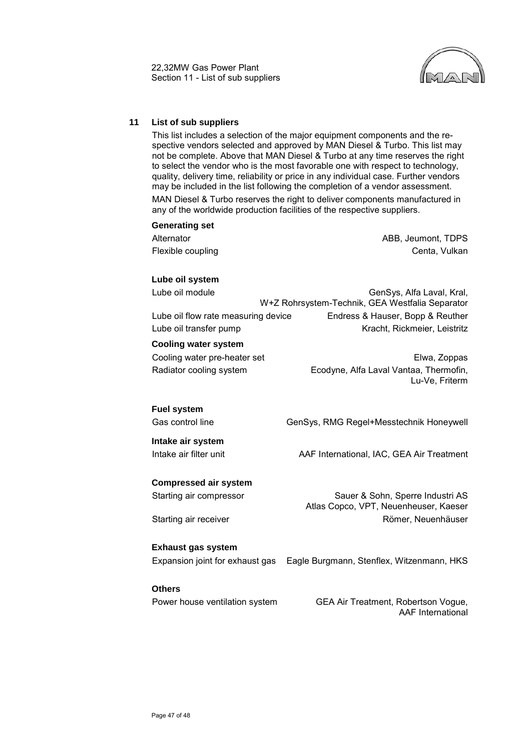## 11 List of sub suppliers

This list includes a selection of the major equipment components and the respective vendors selected and approved by MAN Diesel & Turbo. This list may not be complete. Above that MAN Diesel & Turbo at any time reserves the right to select the vendor who is the most favorable one with respect to technology, quality, delivery time, reliability or price in any individual case. Further vendors may be included in the list following the completion of a vendor assessment.

MAN Diesel & Turbo reserves the right to deliver components manufactured in any of the worldwide production facilities of the respective suppliers.

**Generating set**

| | |
|---|---|
| Alternator | ABB, Jeumont, TDPS |
| Flexible coupling | Centa, Vulkan |

**Lube oil system**

| | |
|---|---|
| Lube oil module | GenSys, Alfa Laval, Kral, W+Z Rohrsystem-Technik, GEA Westfalia Separator |
| Lube oil flow rate measuring device | Endress & Hauser, Bopp & Reuther |
| Lube oil transfer pump | Kracht, Rickmeier, Leistritz |

**Cooling water system**

| | |
|---|---|
| Cooling water pre-heater set | Elwa, Zoppas |
| Radiator cooling system | Ecodyne, Alfa Laval Vantaa, Thermofin, Lu-Ve, Friterm |

**Fuel system**

| | |
|---|---|
| Gas control line | GenSys, RMG Regel+Messtechnik Honeywell |

**Intake air system**

| | |
|---|---|
| Intake air filter unit | AAF International, IAC, GEA Air Treatment |

**Compressed air system**

| | |
|---|---|
| Starting air compressor | Sauer & Sohn, Sperre Industri AS Atlas Copco, VPT, Neuenheuser, Kaeser |
| Starting air receiver | Römer, Neuenhäuser |

**Exhaust gas system**

| | |
|---|---|
| Expansion joint for exhaust gas | Eagle Burgmann, Stenflex, Witzenmann, HKS |

**Others**

| | |
|---|---|
| Power house ventilation system | GEA Air Treatment, Robertson Vogue, AAF International |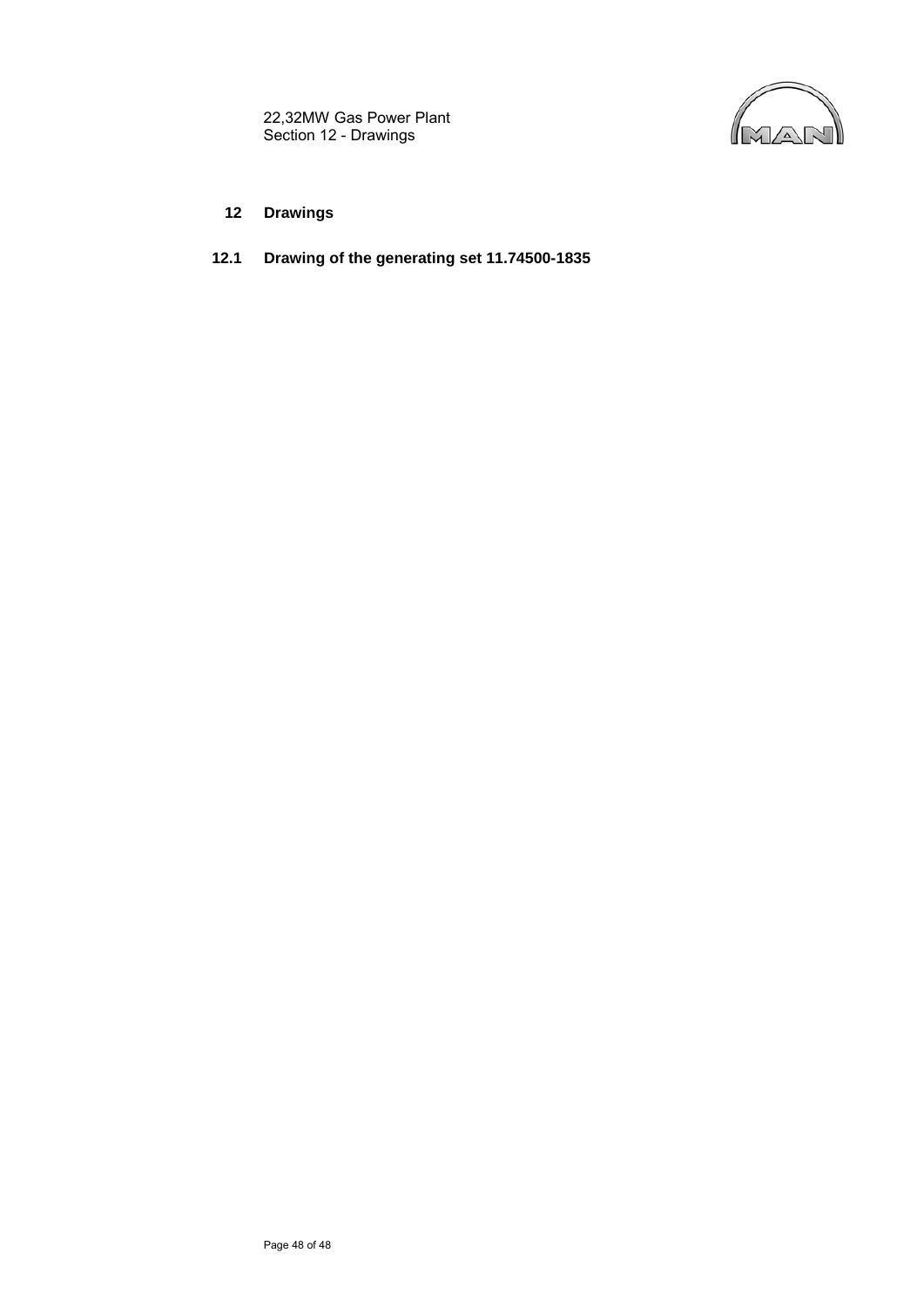# 12 Drawings

## 12.1 Drawing of the generating set 11.74500-1835